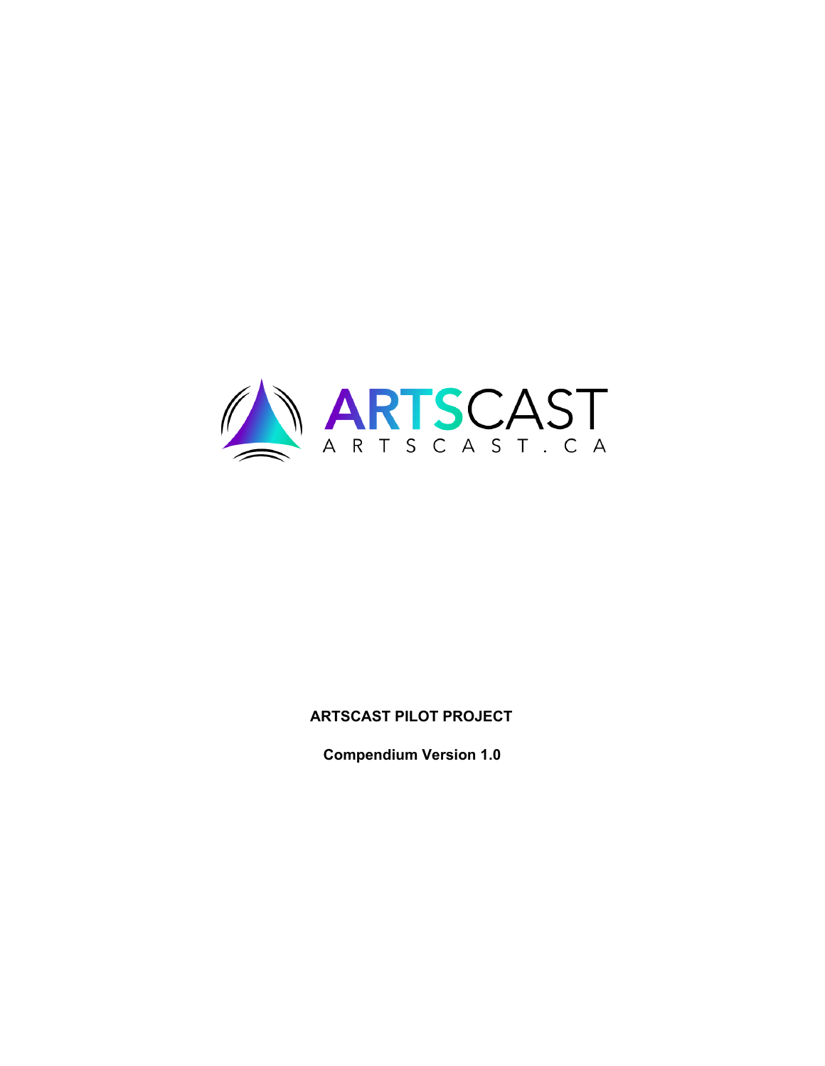ARTSCAST

ARTSCAST.CA

**ARTSCAST PILOT PROJECT**

**Compendium Version 1.0**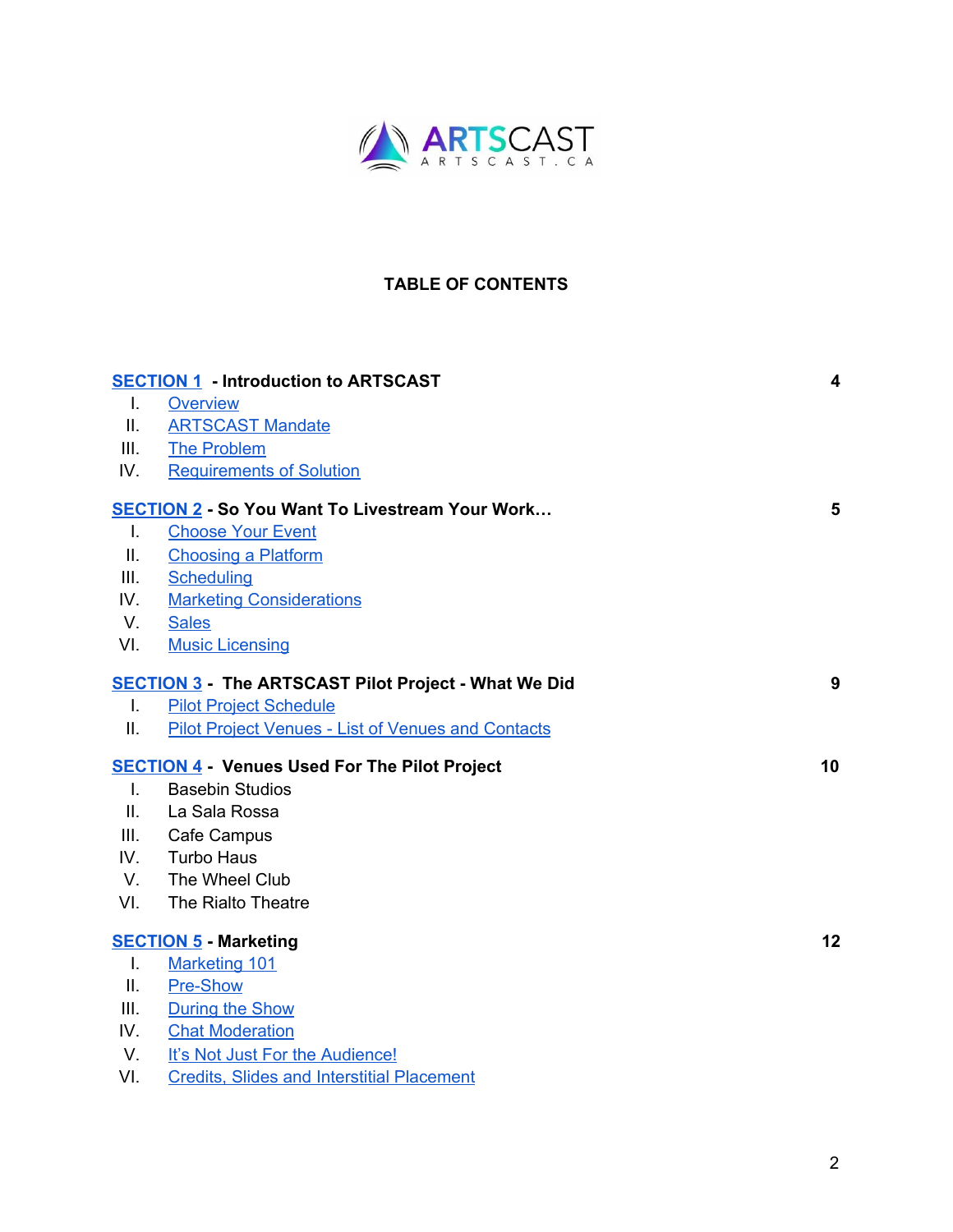ARTSCAST
ARTSCAST.CA

# TABLE OF CONTENTS

| | | |
|---|---|---|
| **SECTION 1 - Introduction to ARTSCAST** | | **4** |
| I. | Overview | |
| II. | ARTSCAST Mandate | |
| III. | The Problem | |
| IV. | Requirements of Solution | |
| **SECTION 2 - So You Want To Livestream Your Work…** | | **5** |
| I. | Choose Your Event | |
| II. | Choosing a Platform | |
| III. | Scheduling | |
| IV. | Marketing Considerations | |
| V. | Sales | |
| VI. | Music Licensing | |
| **SECTION 3 - The ARTSCAST Pilot Project - What We Did** | | **9** |
| I. | Pilot Project Schedule | |
| II. | Pilot Project Venues - List of Venues and Contacts | |
| **SECTION 4 - Venues Used For The Pilot Project** | | **10** |
| I. | Basebin Studios | |
| II. | La Sala Rossa | |
| III. | Cafe Campus | |
| IV. | Turbo Haus | |
| V. | The Wheel Club | |
| VI. | The Rialto Theatre | |
| **SECTION 5 - Marketing** | | **12** |
| I. | Marketing 101 | |
| II. | Pre-Show | |
| III. | During the Show | |
| IV. | Chat Moderation | |
| V. | It's Not Just For the Audience! | |
| VI. | Credits, Slides and Interstitial Placement | |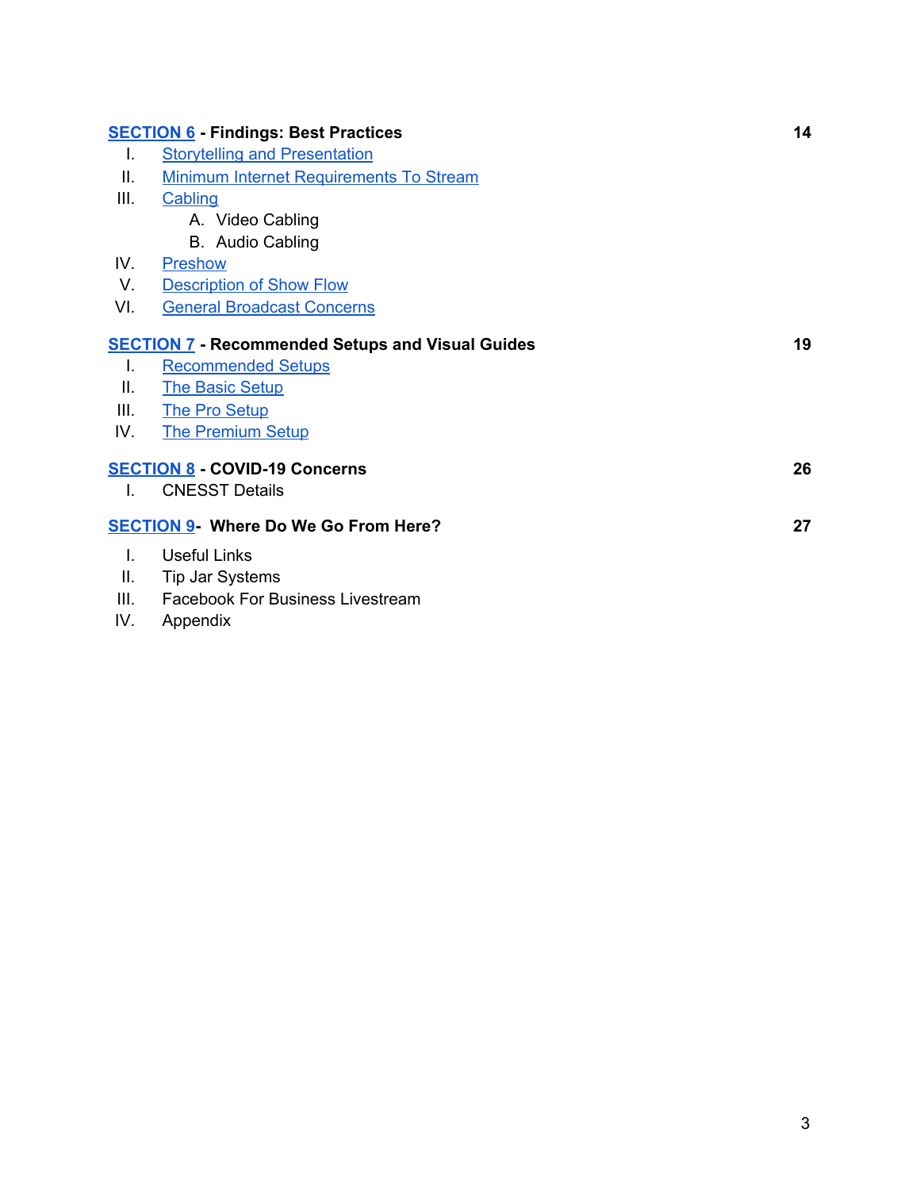**SECTION 6 - Findings: Best Practices** 14

I. Storytelling and Presentation
II. Minimum Internet Requirements To Stream
III. Cabling
   A. Video Cabling
   B. Audio Cabling
IV. Preshow
V. Description of Show Flow
VI. General Broadcast Concerns

**SECTION 7 - Recommended Setups and Visual Guides** 19

I. Recommended Setups
II. The Basic Setup
III. The Pro Setup
IV. The Premium Setup

**SECTION 8 - COVID-19 Concerns** 26

I. CNESST Details

**SECTION 9- Where Do We Go From Here?** 27

I. Useful Links
II. Tip Jar Systems
III. Facebook For Business Livestream
IV. Appendix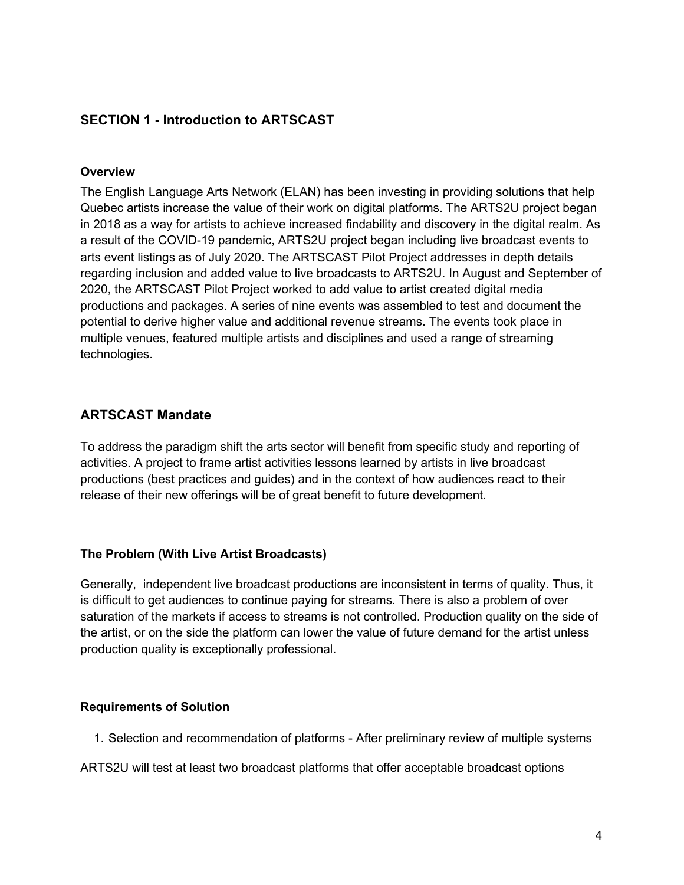## SECTION 1 - Introduction to ARTSCAST

### Overview

The English Language Arts Network (ELAN) has been investing in providing solutions that help Quebec artists increase the value of their work on digital platforms. The ARTS2U project began in 2018 as a way for artists to achieve increased findability and discovery in the digital realm. As a result of the COVID-19 pandemic, ARTS2U project began including live broadcast events to arts event listings as of July 2020. The ARTSCAST Pilot Project addresses in depth details regarding inclusion and added value to live broadcasts to ARTS2U. In August and September of 2020, the ARTSCAST Pilot Project worked to add value to artist created digital media productions and packages. A series of nine events was assembled to test and document the potential to derive higher value and additional revenue streams. The events took place in multiple venues, featured multiple artists and disciplines and used a range of streaming technologies.

## ARTSCAST Mandate

To address the paradigm shift the arts sector will benefit from specific study and reporting of activities. A project to frame artist activities lessons learned by artists in live broadcast productions (best practices and guides) and in the context of how audiences react to their release of their new offerings will be of great benefit to future development.

### The Problem (With Live Artist Broadcasts)

Generally, independent live broadcast productions are inconsistent in terms of quality. Thus, it is difficult to get audiences to continue paying for streams. There is also a problem of over saturation of the markets if access to streams is not controlled. Production quality on the side of the artist, or on the side the platform can lower the value of future demand for the artist unless production quality is exceptionally professional.

### Requirements of Solution

1. Selection and recommendation of platforms - After preliminary review of multiple systems

ARTS2U will test at least two broadcast platforms that offer acceptable broadcast options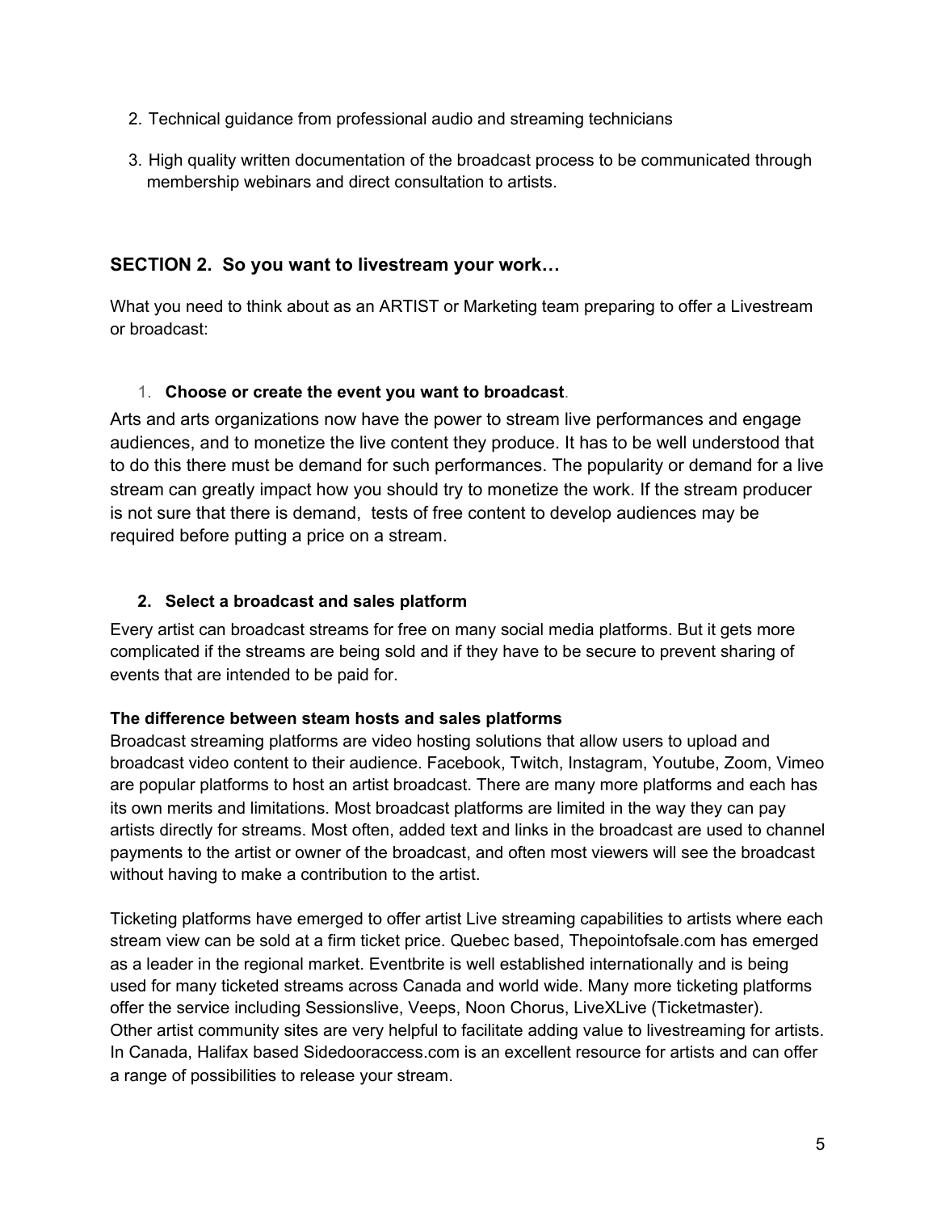2. Technical guidance from professional audio and streaming technicians
3. High quality written documentation of the broadcast process to be communicated through membership webinars and direct consultation to artists.

## SECTION 2. So you want to livestream your work…

What you need to think about as an ARTIST or Marketing team preparing to offer a Livestream or broadcast:

1. **Choose or create the event you want to broadcast**.

Arts and arts organizations now have the power to stream live performances and engage audiences, and to monetize the live content they produce. It has to be well understood that to do this there must be demand for such performances. The popularity or demand for a live stream can greatly impact how you should try to monetize the work. If the stream producer is not sure that there is demand, tests of free content to develop audiences may be required before putting a price on a stream.

2. **Select a broadcast and sales platform**

Every artist can broadcast streams for free on many social media platforms. But it gets more complicated if the streams are being sold and if they have to be secure to prevent sharing of events that are intended to be paid for.

**The difference between steam hosts and sales platforms**

Broadcast streaming platforms are video hosting solutions that allow users to upload and broadcast video content to their audience. Facebook, Twitch, Instagram, Youtube, Zoom, Vimeo are popular platforms to host an artist broadcast. There are many more platforms and each has its own merits and limitations. Most broadcast platforms are limited in the way they can pay artists directly for streams. Most often, added text and links in the broadcast are used to channel payments to the artist or owner of the broadcast, and often most viewers will see the broadcast without having to make a contribution to the artist.

Ticketing platforms have emerged to offer artist Live streaming capabilities to artists where each stream view can be sold at a firm ticket price. Quebec based, Thepointofsale.com has emerged as a leader in the regional market. Eventbrite is well established internationally and is being used for many ticketed streams across Canada and world wide. Many more ticketing platforms offer the service including Sessionslive, Veeps, Noon Chorus, LiveXLive (Ticketmaster). Other artist community sites are very helpful to facilitate adding value to livestreaming for artists. In Canada, Halifax based Sidedooraccess.com is an excellent resource for artists and can offer a range of possibilities to release your stream.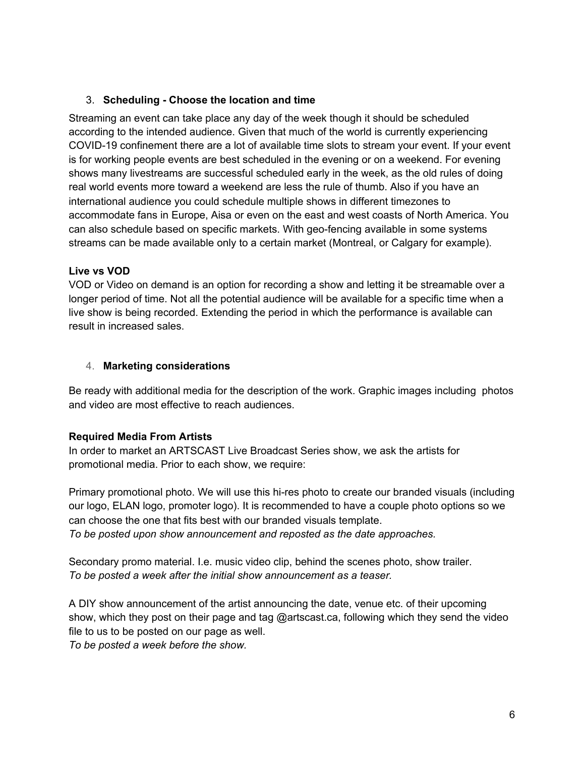### 3. Scheduling - Choose the location and time

Streaming an event can take place any day of the week though it should be scheduled according to the intended audience. Given that much of the world is currently experiencing COVID-19 confinement there are a lot of available time slots to stream your event. If your event is for working people events are best scheduled in the evening or on a weekend. For evening shows many livestreams are successful scheduled early in the week, as the old rules of doing real world events more toward a weekend are less the rule of thumb. Also if you have an international audience you could schedule multiple shows in different timezones to accommodate fans in Europe, Aisa or even on the east and west coasts of North America. You can also schedule based on specific markets. With geo-fencing available in some systems streams can be made available only to a certain market (Montreal, or Calgary for example).

**Live vs VOD**

VOD or Video on demand is an option for recording a show and letting it be streamable over a longer period of time. Not all the potential audience will be available for a specific time when a live show is being recorded. Extending the period in which the performance is available can result in increased sales.

### 4. Marketing considerations

Be ready with additional media for the description of the work. Graphic images including photos and video are most effective to reach audiences.

**Required Media From Artists**

In order to market an ARTSCAST Live Broadcast Series show, we ask the artists for promotional media. Prior to each show, we require:

Primary promotional photo. We will use this hi-res photo to create our branded visuals (including our logo, ELAN logo, promoter logo). It is recommended to have a couple photo options so we can choose the one that fits best with our branded visuals template.
*To be posted upon show announcement and reposted as the date approaches.*

Secondary promo material. I.e. music video clip, behind the scenes photo, show trailer.
*To be posted a week after the initial show announcement as a teaser.*

A DIY show announcement of the artist announcing the date, venue etc. of their upcoming show, which they post on their page and tag @artscast.ca, following which they send the video file to us to be posted on our page as well.
*To be posted a week before the show.*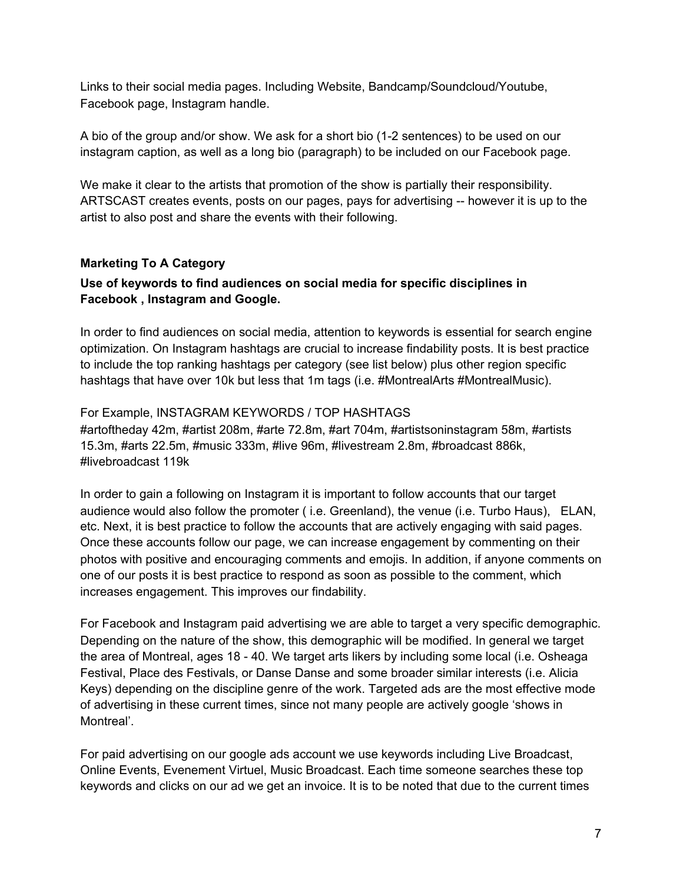Links to their social media pages. Including Website, Bandcamp/Soundcloud/Youtube, Facebook page, Instagram handle.

A bio of the group and/or show. We ask for a short bio (1-2 sentences) to be used on our instagram caption, as well as a long bio (paragraph) to be included on our Facebook page.

We make it clear to the artists that promotion of the show is partially their responsibility. ARTSCAST creates events, posts on our pages, pays for advertising -- however it is up to the artist to also post and share the events with their following.

### Marketing To A Category

**Use of keywords to find audiences on social media for specific disciplines in Facebook , Instagram and Google.**

In order to find audiences on social media, attention to keywords is essential for search engine optimization. On Instagram hashtags are crucial to increase findability posts. It is best practice to include the top ranking hashtags per category (see list below) plus other region specific hashtags that have over 10k but less that 1m tags (i.e. #MontrealArts #MontrealMusic).

For Example, INSTAGRAM KEYWORDS / TOP HASHTAGS
#artoftheday 42m, #artist 208m, #arte 72.8m, #art 704m, #artistsoninstagram 58m, #artists 15.3m, #arts 22.5m, #music 333m, #live 96m, #livestream 2.8m, #broadcast 886k, #livebroadcast 119k

In order to gain a following on Instagram it is important to follow accounts that our target audience would also follow the promoter ( i.e. Greenland), the venue (i.e. Turbo Haus), ELAN, etc. Next, it is best practice to follow the accounts that are actively engaging with said pages. Once these accounts follow our page, we can increase engagement by commenting on their photos with positive and encouraging comments and emojis. In addition, if anyone comments on one of our posts it is best practice to respond as soon as possible to the comment, which increases engagement. This improves our findability.

For Facebook and Instagram paid advertising we are able to target a very specific demographic. Depending on the nature of the show, this demographic will be modified. In general we target the area of Montreal, ages 18 - 40. We target arts likers by including some local (i.e. Osheaga Festival, Place des Festivals, or Danse Danse and some broader similar interests (i.e. Alicia Keys) depending on the discipline genre of the work. Targeted ads are the most effective mode of advertising in these current times, since not many people are actively google 'shows in Montreal'.

For paid advertising on our google ads account we use keywords including Live Broadcast, Online Events, Evenement Virtuel, Music Broadcast. Each time someone searches these top keywords and clicks on our ad we get an invoice. It is to be noted that due to the current times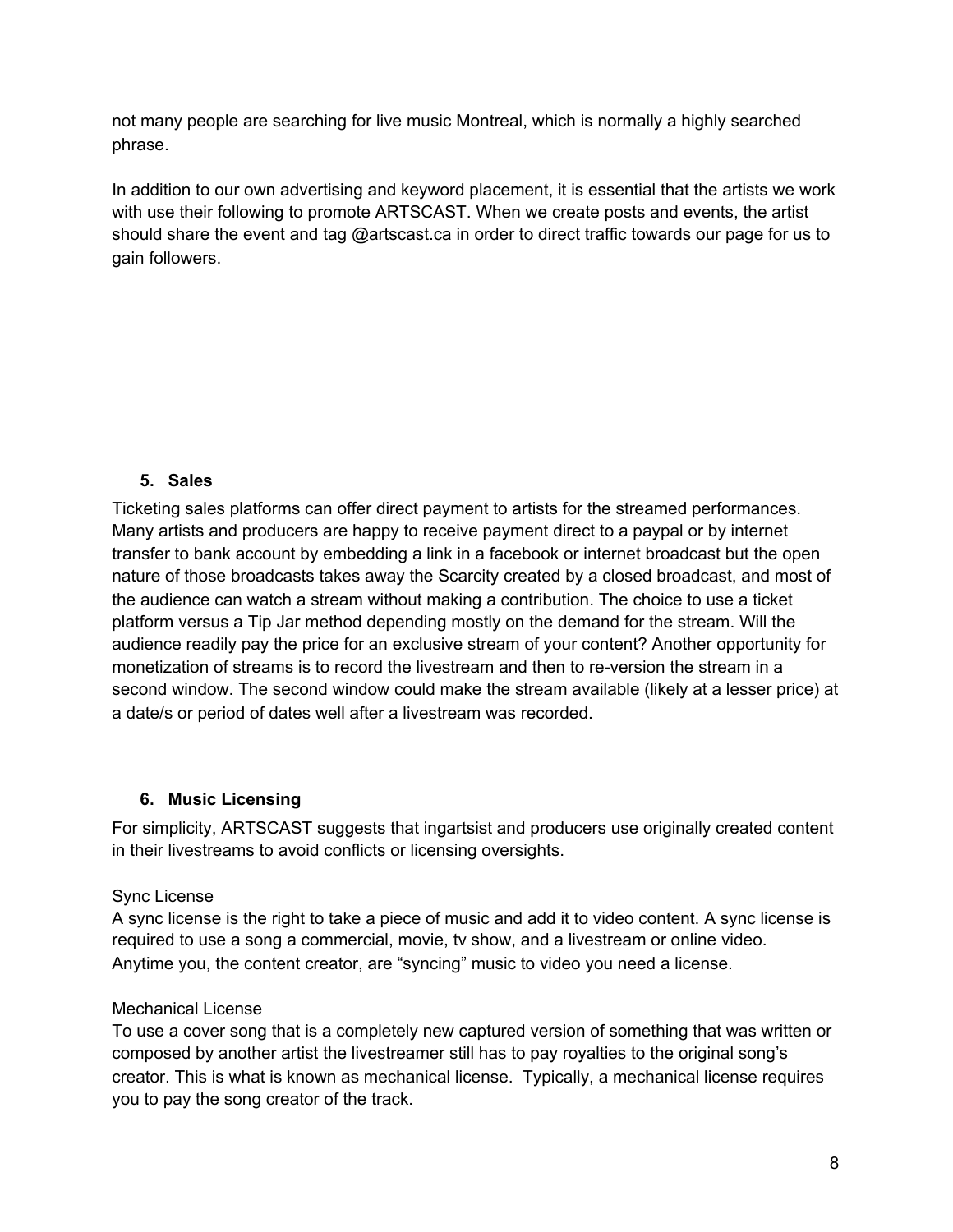not many people are searching for live music Montreal, which is normally a highly searched phrase.

In addition to our own advertising and keyword placement, it is essential that the artists we work with use their following to promote ARTSCAST. When we create posts and events, the artist should share the event and tag @artscast.ca in order to direct traffic towards our page for us to gain followers.

## 5. Sales

Ticketing sales platforms can offer direct payment to artists for the streamed performances. Many artists and producers are happy to receive payment direct to a paypal or by internet transfer to bank account by embedding a link in a facebook or internet broadcast but the open nature of those broadcasts takes away the Scarcity created by a closed broadcast, and most of the audience can watch a stream without making a contribution. The choice to use a ticket platform versus a Tip Jar method depending mostly on the demand for the stream. Will the audience readily pay the price for an exclusive stream of your content? Another opportunity for monetization of streams is to record the livestream and then to re-version the stream in a second window. The second window could make the stream available (likely at a lesser price) at a date/s or period of dates well after a livestream was recorded.

## 6. Music Licensing

For simplicity, ARTSCAST suggests that ingartsist and producers use originally created content in their livestreams to avoid conflicts or licensing oversights.

Sync License

A sync license is the right to take a piece of music and add it to video content. A sync license is required to use a song a commercial, movie, tv show, and a livestream or online video. Anytime you, the content creator, are “syncing” music to video you need a license.

Mechanical License

To use a cover song that is a completely new captured version of something that was written or composed by another artist the livestreamer still has to pay royalties to the original song’s creator. This is what is known as mechanical license. Typically, a mechanical license requires you to pay the song creator of the track.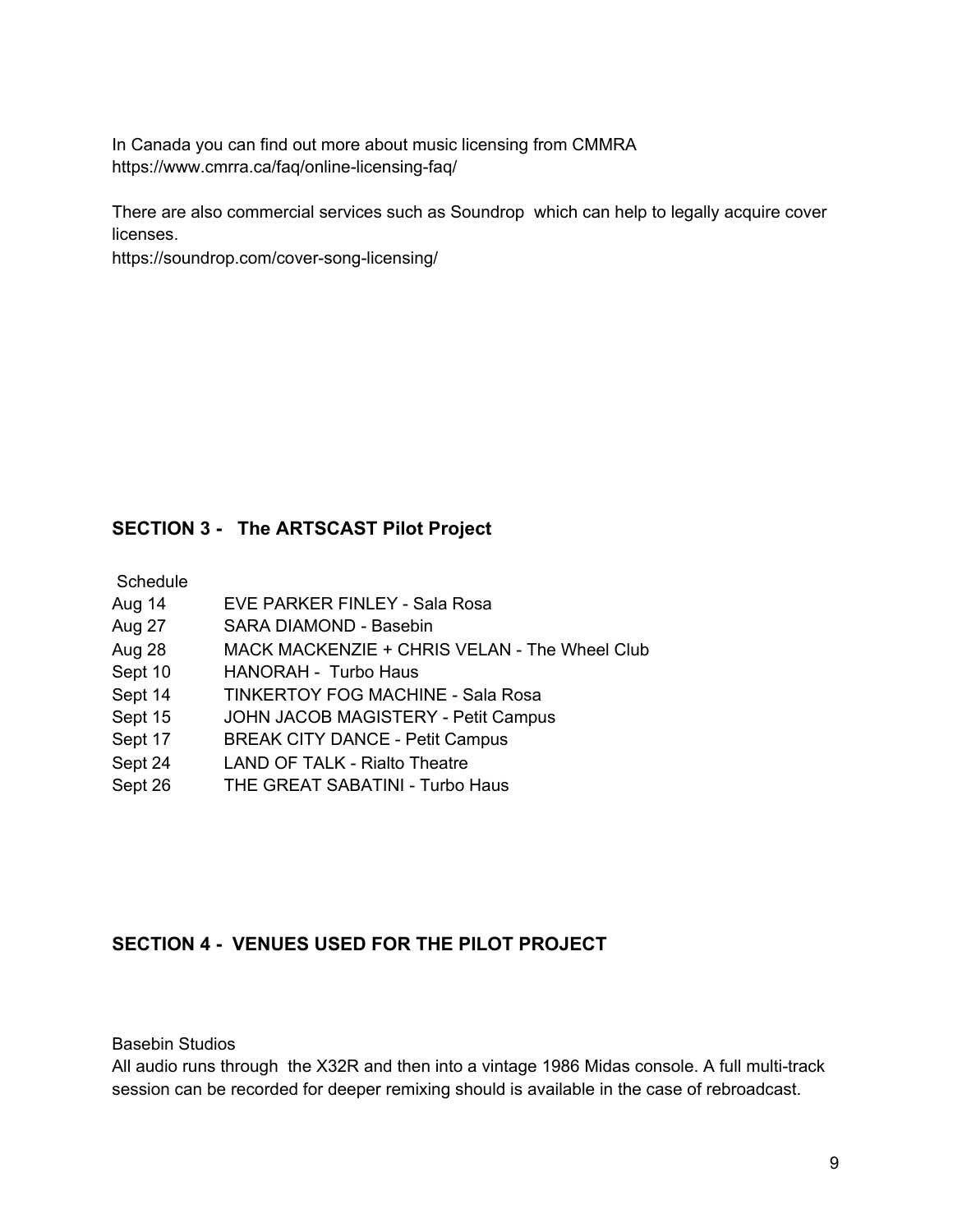In Canada you can find out more about music licensing from CMMRA
https://www.cmrra.ca/faq/online-licensing-faq/

There are also commercial services such as Soundrop which can help to legally acquire cover licenses.
https://soundrop.com/cover-song-licensing/

## SECTION 3 - The ARTSCAST Pilot Project

Schedule

| | |
|---|---|
| Aug 14 | EVE PARKER FINLEY - Sala Rosa |
| Aug 27 | SARA DIAMOND - Basebin |
| Aug 28 | MACK MACKENZIE + CHRIS VELAN - The Wheel Club |
| Sept 10 | HANORAH - Turbo Haus |
| Sept 14 | TINKERTOY FOG MACHINE - Sala Rosa |
| Sept 15 | JOHN JACOB MAGISTERY - Petit Campus |
| Sept 17 | BREAK CITY DANCE - Petit Campus |
| Sept 24 | LAND OF TALK - Rialto Theatre |
| Sept 26 | THE GREAT SABATINI - Turbo Haus |

## SECTION 4 - VENUES USED FOR THE PILOT PROJECT

Basebin Studios

All audio runs through the X32R and then into a vintage 1986 Midas console. A full multi-track session can be recorded for deeper remixing should is available in the case of rebroadcast.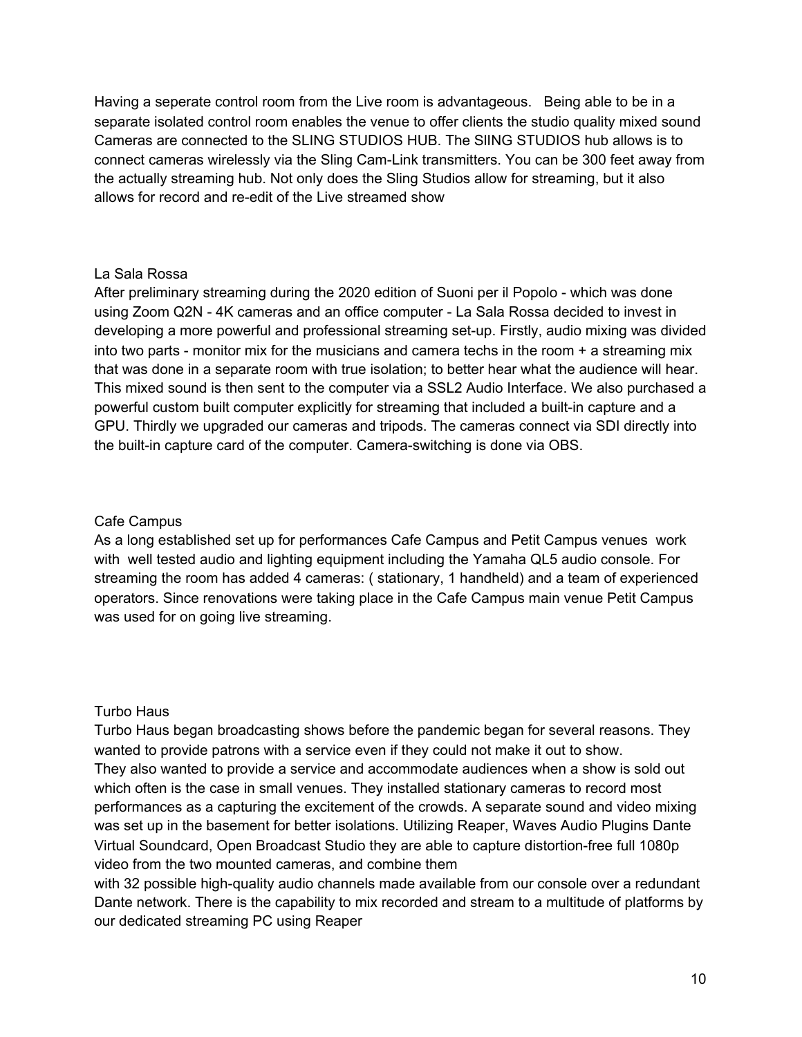Having a seperate control room from the Live room is advantageous. Being able to be in a separate isolated control room enables the venue to offer clients the studio quality mixed sound Cameras are connected to the SLING STUDIOS HUB. The SlING STUDIOS hub allows is to connect cameras wirelessly via the Sling Cam-Link transmitters. You can be 300 feet away from the actually streaming hub. Not only does the Sling Studios allow for streaming, but it also allows for record and re-edit of the Live streamed show

La Sala Rossa

After preliminary streaming during the 2020 edition of Suoni per il Popolo - which was done using Zoom Q2N - 4K cameras and an office computer - La Sala Rossa decided to invest in developing a more powerful and professional streaming set-up. Firstly, audio mixing was divided into two parts - monitor mix for the musicians and camera techs in the room + a streaming mix that was done in a separate room with true isolation; to better hear what the audience will hear. This mixed sound is then sent to the computer via a SSL2 Audio Interface. We also purchased a powerful custom built computer explicitly for streaming that included a built-in capture and a GPU. Thirdly we upgraded our cameras and tripods. The cameras connect via SDI directly into the built-in capture card of the computer. Camera-switching is done via OBS.

Cafe Campus

As a long established set up for performances Cafe Campus and Petit Campus venues work with well tested audio and lighting equipment including the Yamaha QL5 audio console. For streaming the room has added 4 cameras: ( stationary, 1 handheld) and a team of experienced operators. Since renovations were taking place in the Cafe Campus main venue Petit Campus was used for on going live streaming.

Turbo Haus

Turbo Haus began broadcasting shows before the pandemic began for several reasons. They wanted to provide patrons with a service even if they could not make it out to show.
They also wanted to provide a service and accommodate audiences when a show is sold out which often is the case in small venues. They installed stationary cameras to record most performances as a capturing the excitement of the crowds. A separate sound and video mixing was set up in the basement for better isolations. Utilizing Reaper, Waves Audio Plugins Dante Virtual Soundcard, Open Broadcast Studio they are able to capture distortion-free full 1080p video from the two mounted cameras, and combine them
with 32 possible high-quality audio channels made available from our console over a redundant Dante network. There is the capability to mix recorded and stream to a multitude of platforms by our dedicated streaming PC using Reaper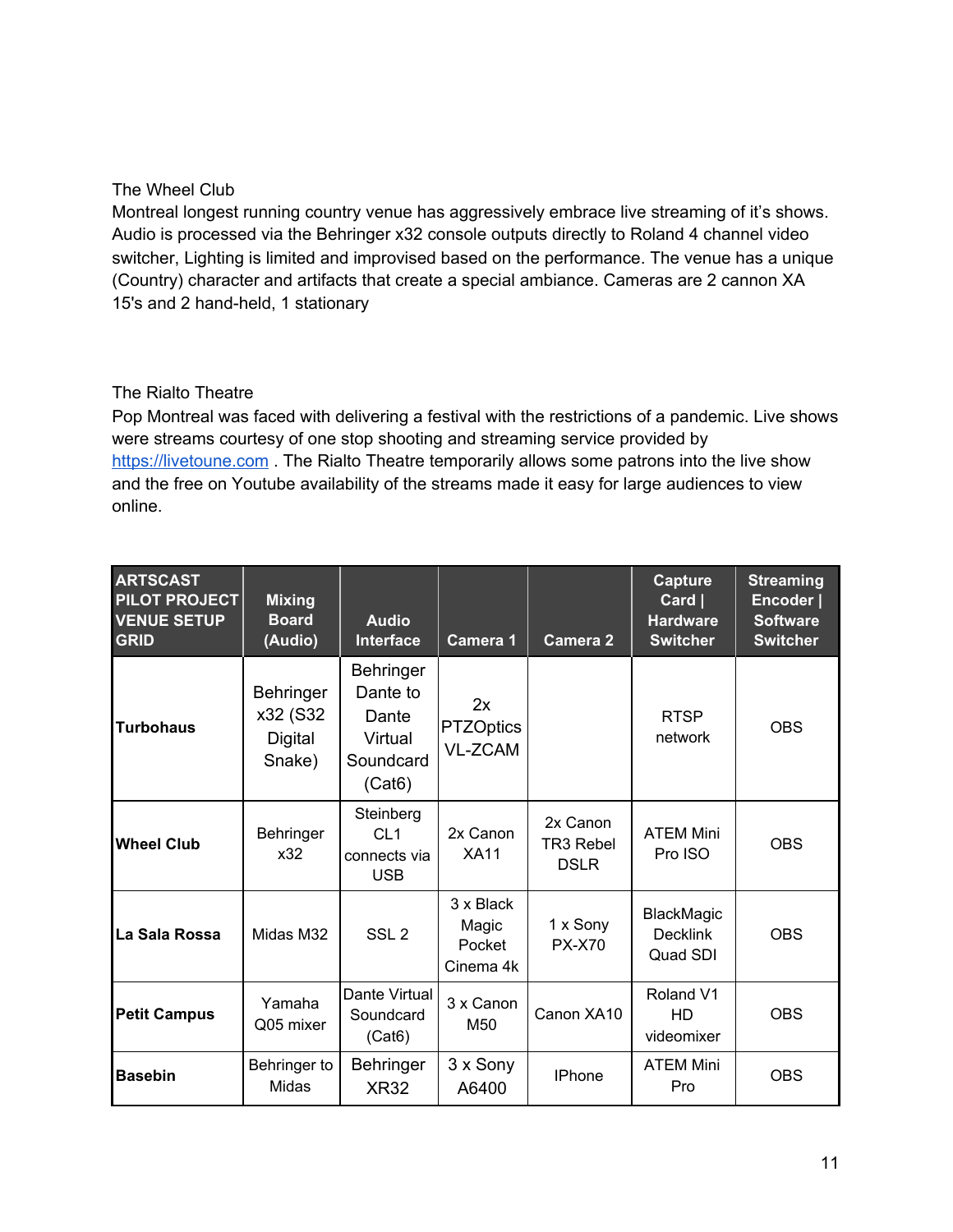The Wheel Club

Montreal longest running country venue has aggressively embrace live streaming of it's shows. Audio is processed via the Behringer x32 console outputs directly to Roland 4 channel video switcher, Lighting is limited and improvised based on the performance. The venue has a unique (Country) character and artifacts that create a special ambiance. Cameras are 2 cannon XA 15's and 2 hand-held, 1 stationary

The Rialto Theatre

Pop Montreal was faced with delivering a festival with the restrictions of a pandemic. Live shows were streams courtesy of one stop shooting and streaming service provided by [https://livetoune.com](https://livetoune.com) . The Rialto Theatre temporarily allows some patrons into the live show and the free on Youtube availability of the streams made it easy for large audiences to view online.

| ARTSCAST PILOT PROJECT VENUE SETUP GRID | Mixing Board (Audio) | Audio Interface | Camera 1 | Camera 2 | Capture Card \| Hardware Switcher | Streaming Encoder \| Software Switcher |
|---|---|---|---|---|---|---|
| **Turbohaus** | Behringer x32 (S32 Digital Snake) | Behringer Dante to Dante Virtual Soundcard (Cat6) | 2x PTZOptics VL-ZCAM | | RTSP network | OBS |
| **Wheel Club** | Behringer x32 | Steinberg CL1 connects via USB | 2x Canon XA11 | 2x Canon TR3 Rebel DSLR | ATEM Mini Pro ISO | OBS |
| **La Sala Rossa** | Midas M32 | SSL 2 | 3 x Black Magic Pocket Cinema 4k | 1 x Sony PX-X70 | BlackMagic Decklink Quad SDI | OBS |
| **Petit Campus** | Yamaha Q05 mixer | Dante Virtual Soundcard (Cat6) | 3 x Canon M50 | Canon XA10 | Roland V1 HD videomixer | OBS |
| **Basebin** | Behringer to Midas | Behringer XR32 | 3 x Sony A6400 | IPhone | ATEM Mini Pro | OBS |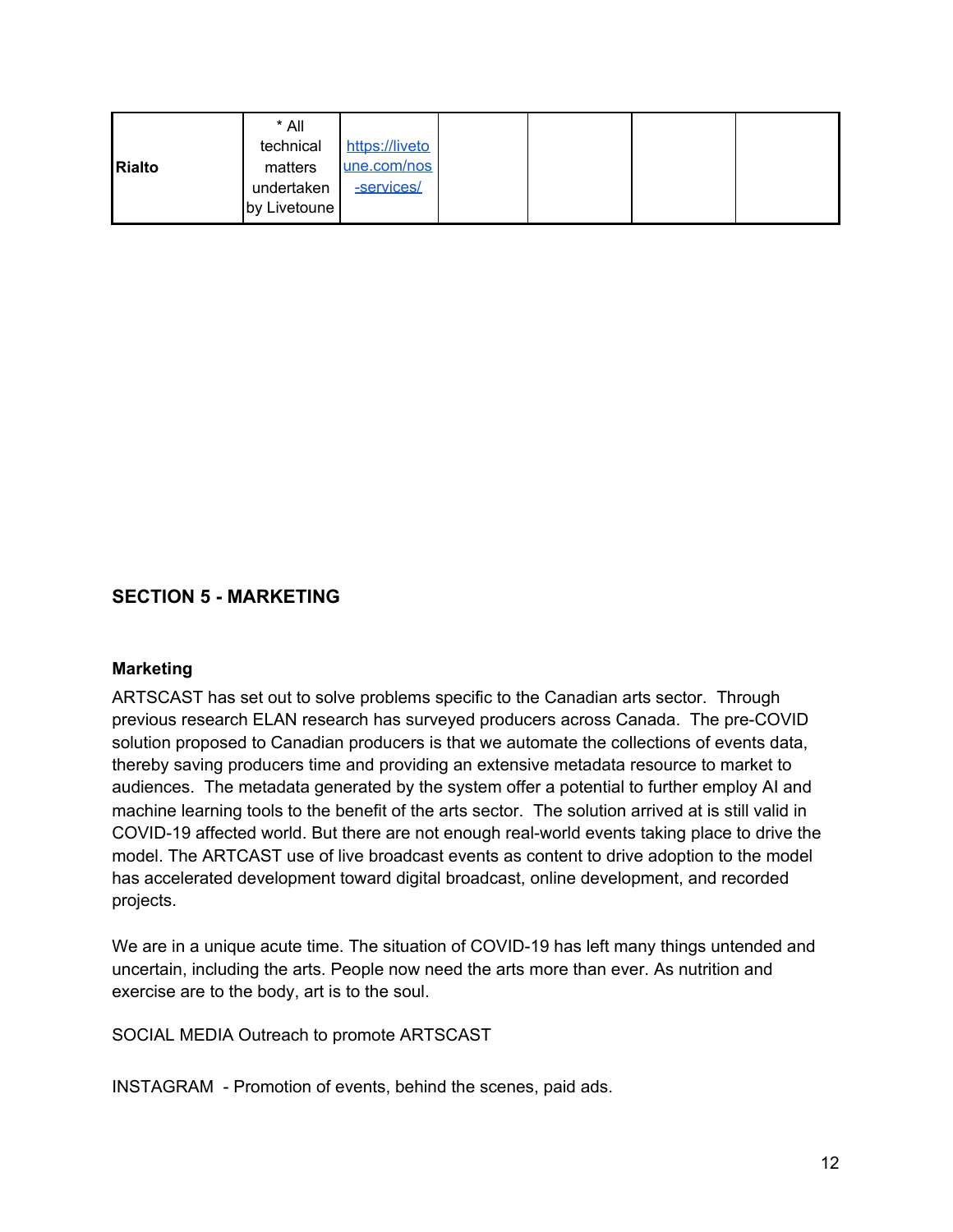| Rialto | * All technical matters undertaken by Livetoune | https://livetoune.com/nos-services/ | | | | |
|---|---|---|---|---|---|---|

## SECTION 5 - MARKETING

### Marketing

ARTSCAST has set out to solve problems specific to the Canadian arts sector. Through previous research ELAN research has surveyed producers across Canada. The pre-COVID solution proposed to Canadian producers is that we automate the collections of events data, thereby saving producers time and providing an extensive metadata resource to market to audiences. The metadata generated by the system offer a potential to further employ AI and machine learning tools to the benefit of the arts sector. The solution arrived at is still valid in COVID-19 affected world. But there are not enough real-world events taking place to drive the model. The ARTCAST use of live broadcast events as content to drive adoption to the model has accelerated development toward digital broadcast, online development, and recorded projects.

We are in a unique acute time. The situation of COVID-19 has left many things untended and uncertain, including the arts. People now need the arts more than ever. As nutrition and exercise are to the body, art is to the soul.

SOCIAL MEDIA Outreach to promote ARTSCAST

INSTAGRAM - Promotion of events, behind the scenes, paid ads.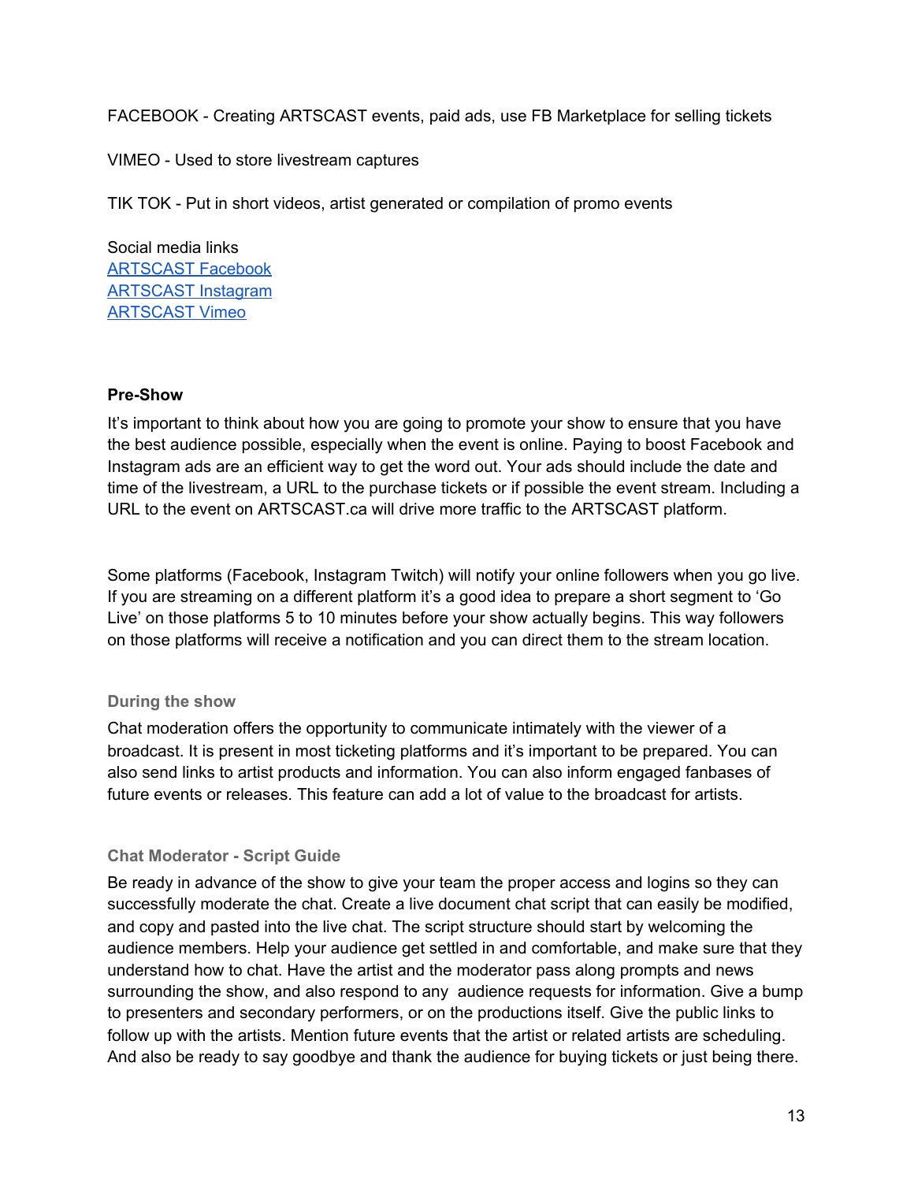FACEBOOK - Creating ARTSCAST events, paid ads, use FB Marketplace for selling tickets

VIMEO - Used to store livestream captures

TIK TOK - Put in short videos, artist generated or compilation of promo events

Social media links
ARTSCAST Facebook
ARTSCAST Instagram
ARTSCAST Vimeo

**Pre-Show**

It's important to think about how you are going to promote your show to ensure that you have the best audience possible, especially when the event is online. Paying to boost Facebook and Instagram ads are an efficient way to get the word out. Your ads should include the date and time of the livestream, a URL to the purchase tickets or if possible the event stream. Including a URL to the event on ARTSCAST.ca will drive more traffic to the ARTSCAST platform.

Some platforms (Facebook, Instagram Twitch) will notify your online followers when you go live. If you are streaming on a different platform it's a good idea to prepare a short segment to 'Go Live' on those platforms 5 to 10 minutes before your show actually begins. This way followers on those platforms will receive a notification and you can direct them to the stream location.

**During the show**

Chat moderation offers the opportunity to communicate intimately with the viewer of a broadcast. It is present in most ticketing platforms and it's important to be prepared. You can also send links to artist products and information. You can also inform engaged fanbases of future events or releases. This feature can add a lot of value to the broadcast for artists.

**Chat Moderator - Script Guide**

Be ready in advance of the show to give your team the proper access and logins so they can successfully moderate the chat. Create a live document chat script that can easily be modified, and copy and pasted into the live chat. The script structure should start by welcoming the audience members. Help your audience get settled in and comfortable, and make sure that they understand how to chat. Have the artist and the moderator pass along prompts and news surrounding the show, and also respond to any audience requests for information. Give a bump to presenters and secondary performers, or on the productions itself. Give the public links to follow up with the artists. Mention future events that the artist or related artists are scheduling. And also be ready to say goodbye and thank the audience for buying tickets or just being there.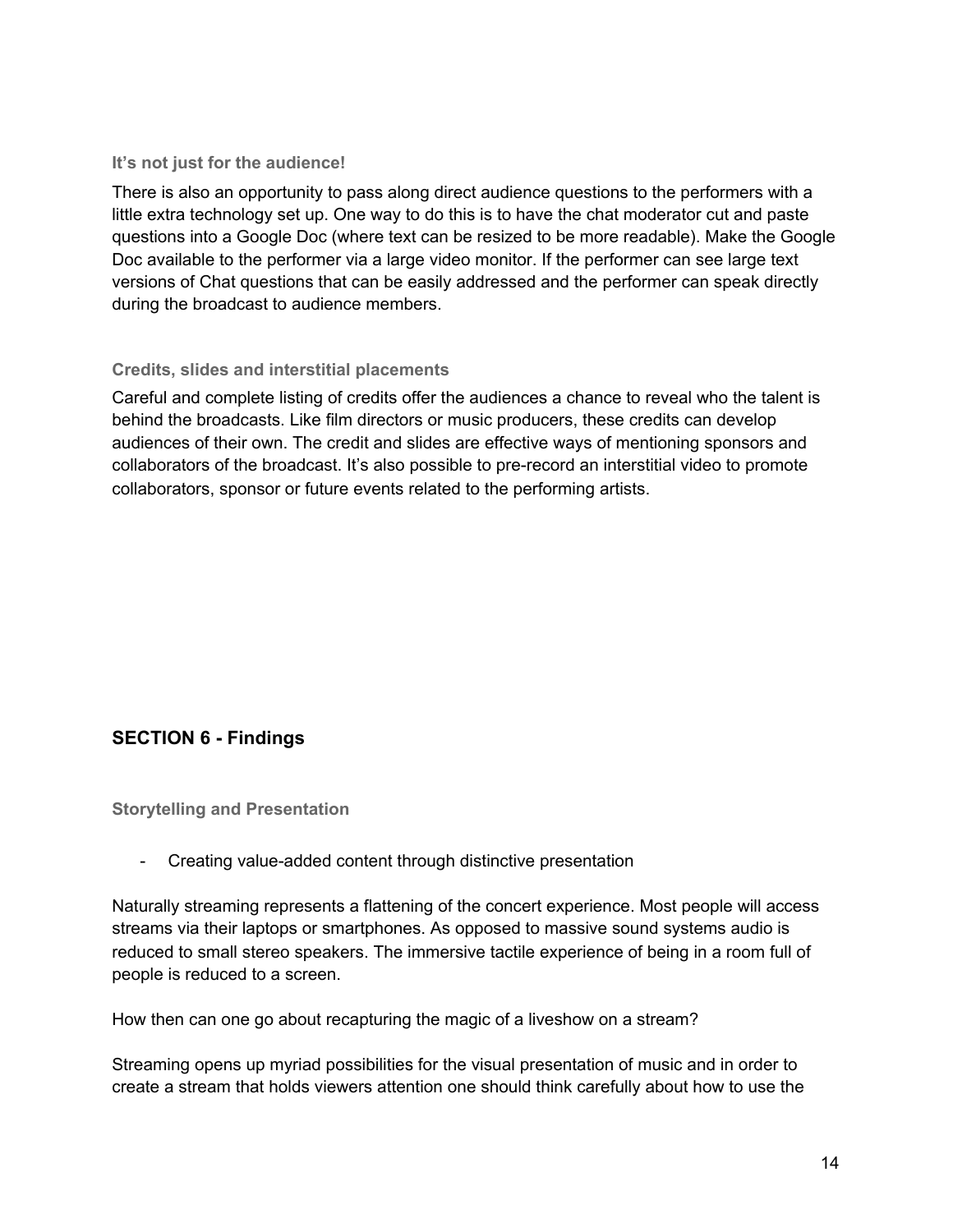#### It's not just for the audience!

There is also an opportunity to pass along direct audience questions to the performers with a little extra technology set up. One way to do this is to have the chat moderator cut and paste questions into a Google Doc (where text can be resized to be more readable). Make the Google Doc available to the performer via a large video monitor. If the performer can see large text versions of Chat questions that can be easily addressed and the performer can speak directly during the broadcast to audience members.

#### Credits, slides and interstitial placements

Careful and complete listing of credits offer the audiences a chance to reveal who the talent is behind the broadcasts. Like film directors or music producers, these credits can develop audiences of their own. The credit and slides are effective ways of mentioning sponsors and collaborators of the broadcast. It's also possible to pre-record an interstitial video to promote collaborators, sponsor or future events related to the performing artists.

## SECTION 6 - Findings

#### Storytelling and Presentation

- Creating value-added content through distinctive presentation

Naturally streaming represents a flattening of the concert experience. Most people will access streams via their laptops or smartphones. As opposed to massive sound systems audio is reduced to small stereo speakers. The immersive tactile experience of being in a room full of people is reduced to a screen.

How then can one go about recapturing the magic of a liveshow on a stream?

Streaming opens up myriad possibilities for the visual presentation of music and in order to create a stream that holds viewers attention one should think carefully about how to use the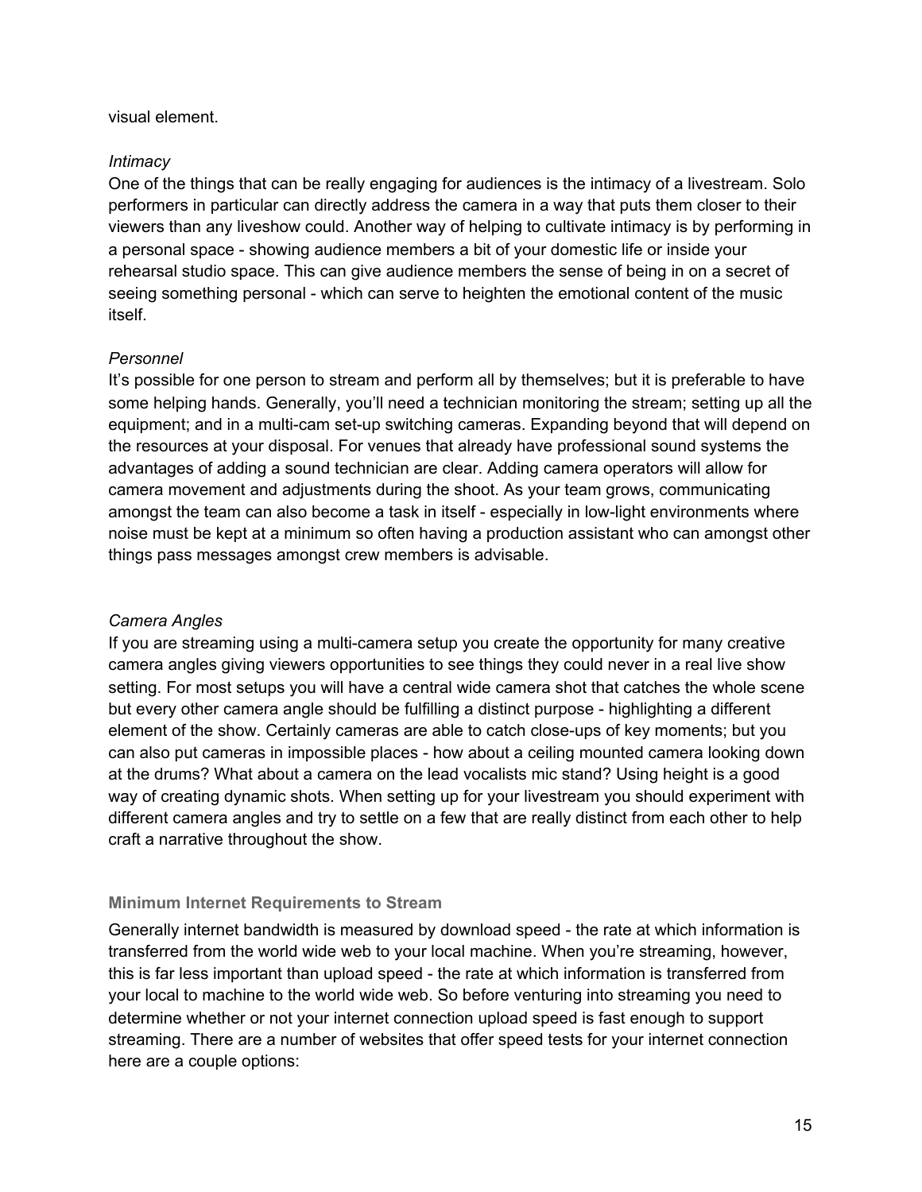visual element.

*Intimacy*

One of the things that can be really engaging for audiences is the intimacy of a livestream. Solo performers in particular can directly address the camera in a way that puts them closer to their viewers than any liveshow could. Another way of helping to cultivate intimacy is by performing in a personal space - showing audience members a bit of your domestic life or inside your rehearsal studio space. This can give audience members the sense of being in on a secret of seeing something personal - which can serve to heighten the emotional content of the music itself.

*Personnel*

It's possible for one person to stream and perform all by themselves; but it is preferable to have some helping hands. Generally, you'll need a technician monitoring the stream; setting up all the equipment; and in a multi-cam set-up switching cameras. Expanding beyond that will depend on the resources at your disposal. For venues that already have professional sound systems the advantages of adding a sound technician are clear. Adding camera operators will allow for camera movement and adjustments during the shoot. As your team grows, communicating amongst the team can also become a task in itself - especially in low-light environments where noise must be kept at a minimum so often having a production assistant who can amongst other things pass messages amongst crew members is advisable.

*Camera Angles*

If you are streaming using a multi-camera setup you create the opportunity for many creative camera angles giving viewers opportunities to see things they could never in a real live show setting. For most setups you will have a central wide camera shot that catches the whole scene but every other camera angle should be fulfilling a distinct purpose - highlighting a different element of the show. Certainly cameras are able to catch close-ups of key moments; but you can also put cameras in impossible places - how about a ceiling mounted camera looking down at the drums? What about a camera on the lead vocalists mic stand? Using height is a good way of creating dynamic shots. When setting up for your livestream you should experiment with different camera angles and try to settle on a few that are really distinct from each other to help craft a narrative throughout the show.

### Minimum Internet Requirements to Stream

Generally internet bandwidth is measured by download speed - the rate at which information is transferred from the world wide web to your local machine. When you're streaming, however, this is far less important than upload speed - the rate at which information is transferred from your local to machine to the world wide web. So before venturing into streaming you need to determine whether or not your internet connection upload speed is fast enough to support streaming. There are a number of websites that offer speed tests for your internet connection here are a couple options: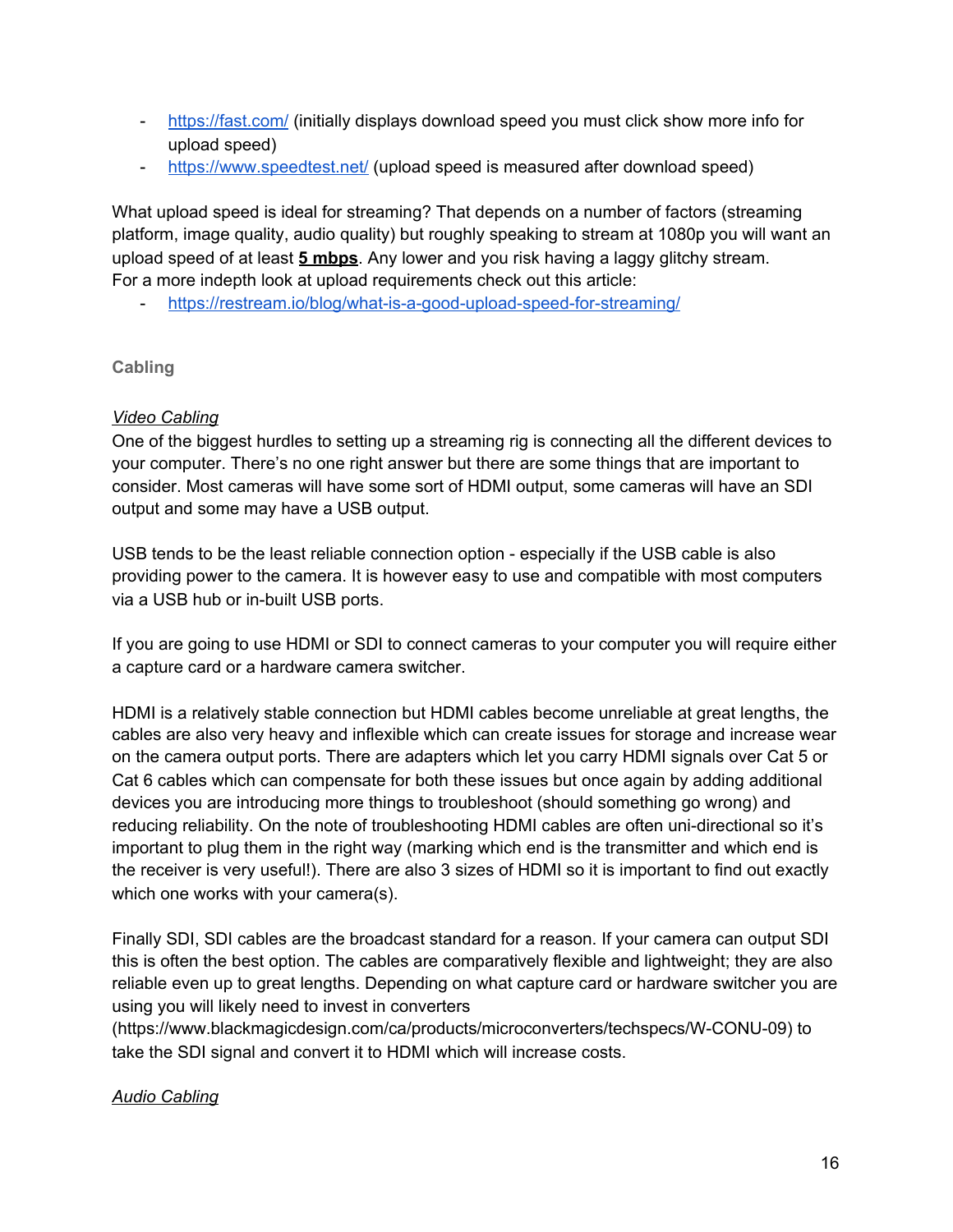- https://fast.com/ (initially displays download speed you must click show more info for upload speed)
- https://www.speedtest.net/ (upload speed is measured after download speed)

What upload speed is ideal for streaming? That depends on a number of factors (streaming platform, image quality, audio quality) but roughly speaking to stream at 1080p you will want an upload speed of at least **5 mbps**. Any lower and you risk having a laggy glitchy stream. For a more indepth look at upload requirements check out this article:

- https://restream.io/blog/what-is-a-good-upload-speed-for-streaming/

### Cabling

*Video Cabling*

One of the biggest hurdles to setting up a streaming rig is connecting all the different devices to your computer. There's no one right answer but there are some things that are important to consider. Most cameras will have some sort of HDMI output, some cameras will have an SDI output and some may have a USB output.

USB tends to be the least reliable connection option - especially if the USB cable is also providing power to the camera. It is however easy to use and compatible with most computers via a USB hub or in-built USB ports.

If you are going to use HDMI or SDI to connect cameras to your computer you will require either a capture card or a hardware camera switcher.

HDMI is a relatively stable connection but HDMI cables become unreliable at great lengths, the cables are also very heavy and inflexible which can create issues for storage and increase wear on the camera output ports. There are adapters which let you carry HDMI signals over Cat 5 or Cat 6 cables which can compensate for both these issues but once again by adding additional devices you are introducing more things to troubleshoot (should something go wrong) and reducing reliability. On the note of troubleshooting HDMI cables are often uni-directional so it's important to plug them in the right way (marking which end is the transmitter and which end is the receiver is very useful!). There are also 3 sizes of HDMI so it is important to find out exactly which one works with your camera(s).

Finally SDI, SDI cables are the broadcast standard for a reason. If your camera can output SDI this is often the best option. The cables are comparatively flexible and lightweight; they are also reliable even up to great lengths. Depending on what capture card or hardware switcher you are using you will likely need to invest in converters (https://www.blackmagicdesign.com/ca/products/microconverters/techspecs/W-CONU-09) to take the SDI signal and convert it to HDMI which will increase costs.

*Audio Cabling*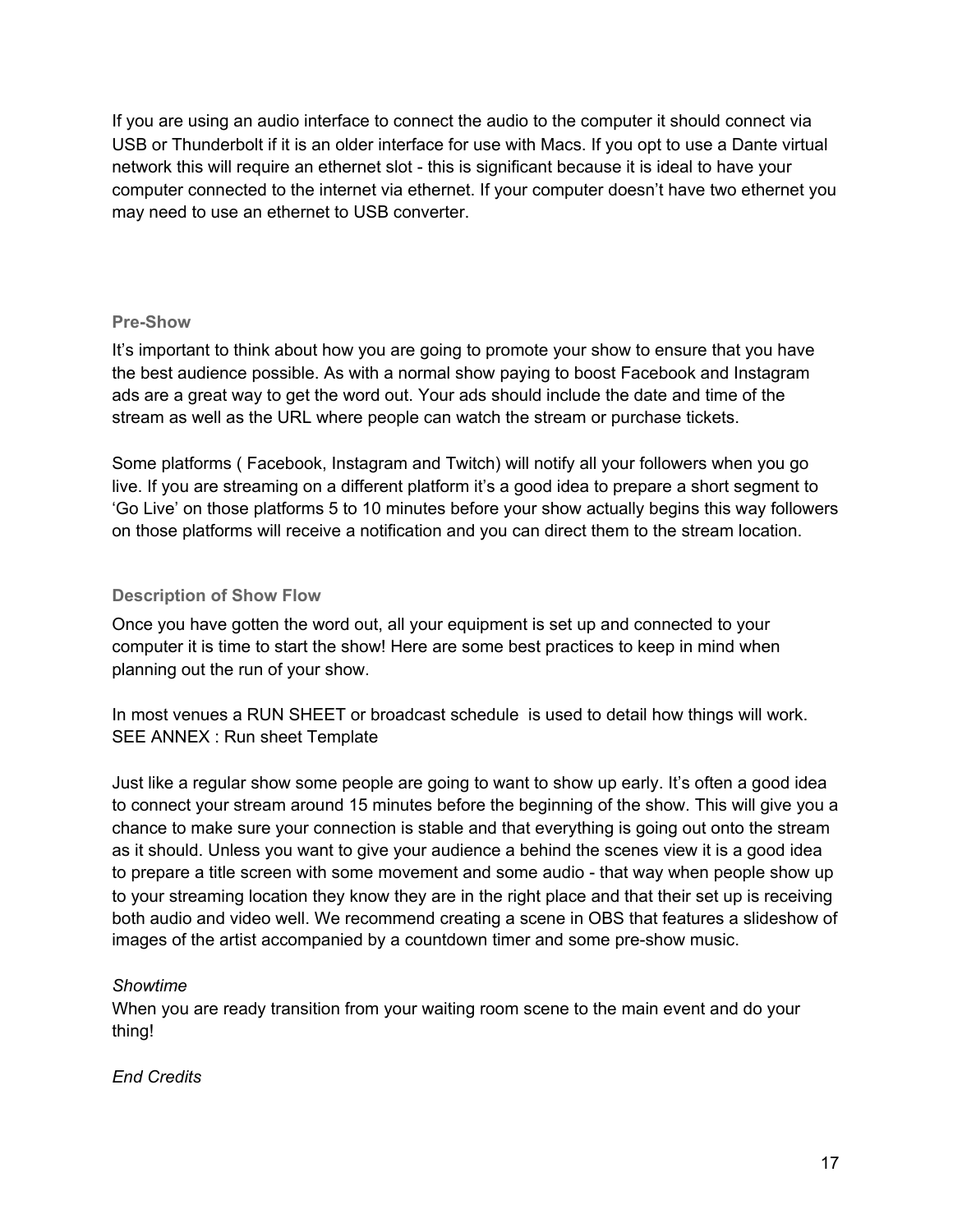If you are using an audio interface to connect the audio to the computer it should connect via USB or Thunderbolt if it is an older interface for use with Macs. If you opt to use a Dante virtual network this will require an ethernet slot - this is significant because it is ideal to have your computer connected to the internet via ethernet. If your computer doesn't have two ethernet you may need to use an ethernet to USB converter.

### Pre-Show

It's important to think about how you are going to promote your show to ensure that you have the best audience possible. As with a normal show paying to boost Facebook and Instagram ads are a great way to get the word out. Your ads should include the date and time of the stream as well as the URL where people can watch the stream or purchase tickets.

Some platforms ( Facebook, Instagram and Twitch) will notify all your followers when you go live. If you are streaming on a different platform it's a good idea to prepare a short segment to 'Go Live' on those platforms 5 to 10 minutes before your show actually begins this way followers on those platforms will receive a notification and you can direct them to the stream location.

### Description of Show Flow

Once you have gotten the word out, all your equipment is set up and connected to your computer it is time to start the show! Here are some best practices to keep in mind when planning out the run of your show.

In most venues a RUN SHEET or broadcast schedule is used to detail how things will work. SEE ANNEX : Run sheet Template

Just like a regular show some people are going to want to show up early. It's often a good idea to connect your stream around 15 minutes before the beginning of the show. This will give you a chance to make sure your connection is stable and that everything is going out onto the stream as it should. Unless you want to give your audience a behind the scenes view it is a good idea to prepare a title screen with some movement and some audio - that way when people show up to your streaming location they know they are in the right place and that their set up is receiving both audio and video well. We recommend creating a scene in OBS that features a slideshow of images of the artist accompanied by a countdown timer and some pre-show music.

*Showtime*

When you are ready transition from your waiting room scene to the main event and do your thing!

*End Credits*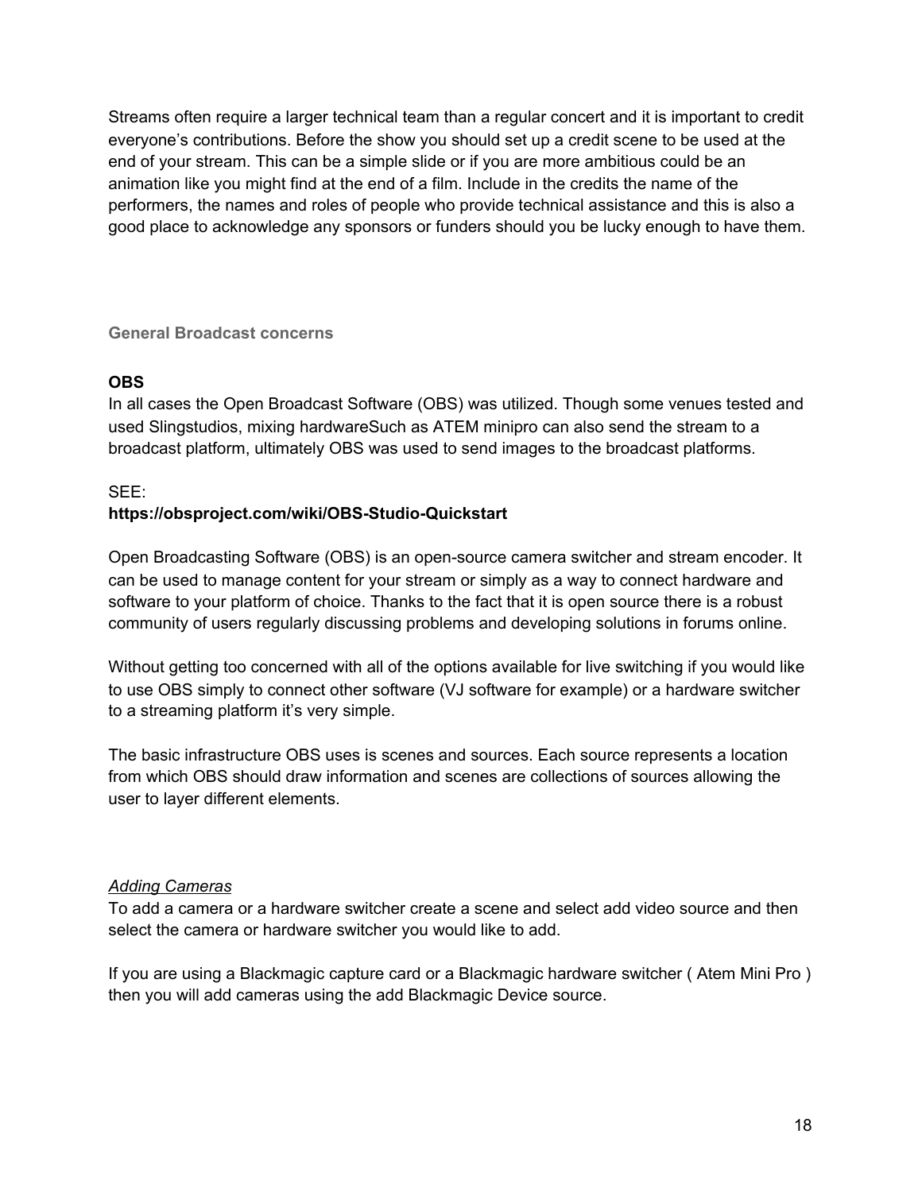Streams often require a larger technical team than a regular concert and it is important to credit everyone's contributions. Before the show you should set up a credit scene to be used at the end of your stream. This can be a simple slide or if you are more ambitious could be an animation like you might find at the end of a film. Include in the credits the name of the performers, the names and roles of people who provide technical assistance and this is also a good place to acknowledge any sponsors or funders should you be lucky enough to have them.

## General Broadcast concerns

### OBS

In all cases the Open Broadcast Software (OBS) was utilized. Though some venues tested and used Slingstudios, mixing hardwareSuch as ATEM minipro can also send the stream to a broadcast platform, ultimately OBS was used to send images to the broadcast platforms.

SEE:
**https://obsproject.com/wiki/OBS-Studio-Quickstart**

Open Broadcasting Software (OBS) is an open-source camera switcher and stream encoder. It can be used to manage content for your stream or simply as a way to connect hardware and software to your platform of choice. Thanks to the fact that it is open source there is a robust community of users regularly discussing problems and developing solutions in forums online.

Without getting too concerned with all of the options available for live switching if you would like to use OBS simply to connect other software (VJ software for example) or a hardware switcher to a streaming platform it's very simple.

The basic infrastructure OBS uses is scenes and sources. Each source represents a location from which OBS should draw information and scenes are collections of sources allowing the user to layer different elements.

#### *Adding Cameras*

To add a camera or a hardware switcher create a scene and select add video source and then select the camera or hardware switcher you would like to add.

If you are using a Blackmagic capture card or a Blackmagic hardware switcher ( Atem Mini Pro ) then you will add cameras using the add Blackmagic Device source.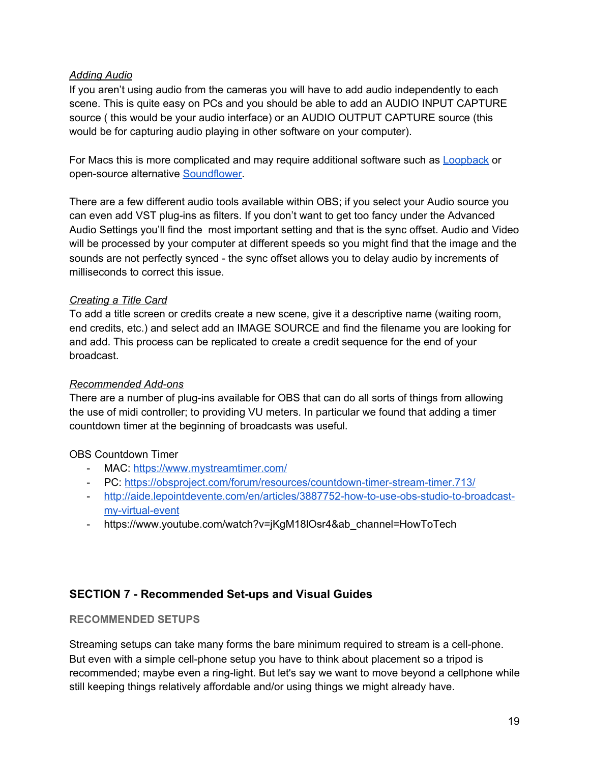*Adding Audio*

If you aren't using audio from the cameras you will have to add audio independently to each scene. This is quite easy on PCs and you should be able to add an AUDIO INPUT CAPTURE source ( this would be your audio interface) or an AUDIO OUTPUT CAPTURE source (this would be for capturing audio playing in other software on your computer).

For Macs this is more complicated and may require additional software such as [Loopback](#) or open-source alternative [Soundflower](#).

There are a few different audio tools available within OBS; if you select your Audio source you can even add VST plug-ins as filters. If you don't want to get too fancy under the Advanced Audio Settings you'll find the most important setting and that is the sync offset. Audio and Video will be processed by your computer at different speeds so you might find that the image and the sounds are not perfectly synced - the sync offset allows you to delay audio by increments of milliseconds to correct this issue.

*Creating a Title Card*

To add a title screen or credits create a new scene, give it a descriptive name (waiting room, end credits, etc.) and select add an IMAGE SOURCE and find the filename you are looking for and add. This process can be replicated to create a credit sequence for the end of your broadcast.

*Recommended Add-ons*

There are a number of plug-ins available for OBS that can do all sorts of things from allowing the use of midi controller; to providing VU meters. In particular we found that adding a timer countdown timer at the beginning of broadcasts was useful.

OBS Countdown Timer

- MAC: https://www.mystreamtimer.com/
- PC: https://obsproject.com/forum/resources/countdown-timer-stream-timer.713/
- http://aide.lepointdevente.com/en/articles/3887752-how-to-use-obs-studio-to-broadcast-my-virtual-event
- https://www.youtube.com/watch?v=jKgM18lOsr4&ab_channel=HowToTech

## SECTION 7 - Recommended Set-ups and Visual Guides

### RECOMMENDED SETUPS

Streaming setups can take many forms the bare minimum required to stream is a cell-phone. But even with a simple cell-phone setup you have to think about placement so a tripod is recommended; maybe even a ring-light. But let's say we want to move beyond a cellphone while still keeping things relatively affordable and/or using things we might already have.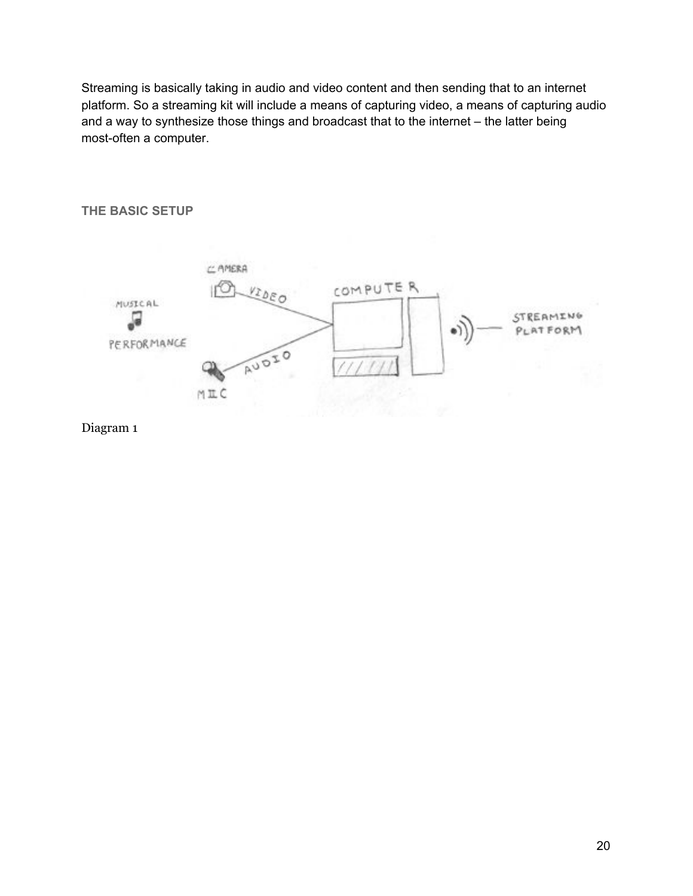Streaming is basically taking in audio and video content and then sending that to an internet platform. So a streaming kit will include a means of capturing video, a means of capturing audio and a way to synthesize those things and broadcast that to the internet – the latter being most-often a computer.

### THE BASIC SETUP

Diagram 1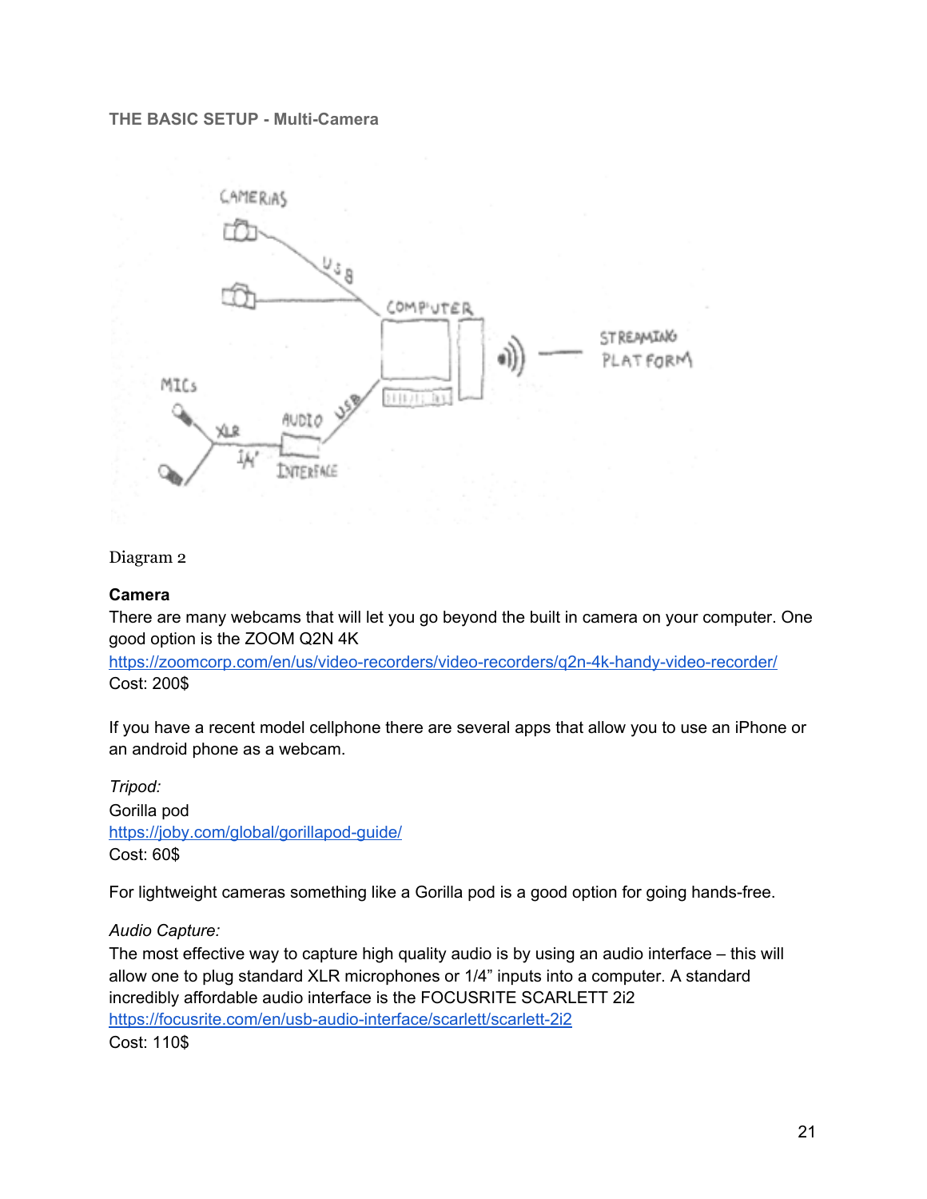THE BASIC SETUP - Multi-Camera

Diagram 2

**Camera**
There are many webcams that will let you go beyond the built in camera on your computer. One good option is the ZOOM Q2N 4K
https://zoomcorp.com/en/us/video-recorders/video-recorders/q2n-4k-handy-video-recorder/
Cost: 200$

If you have a recent model cellphone there are several apps that allow you to use an iPhone or an android phone as a webcam.

*Tripod:*
Gorilla pod
https://joby.com/global/gorillapod-guide/
Cost: 60$

For lightweight cameras something like a Gorilla pod is a good option for going hands-free.

*Audio Capture:*
The most effective way to capture high quality audio is by using an audio interface – this will allow one to plug standard XLR microphones or 1/4" inputs into a computer. A standard incredibly affordable audio interface is the FOCUSRITE SCARLETT 2i2
https://focusrite.com/en/usb-audio-interface/scarlett/scarlett-2i2
Cost: 110$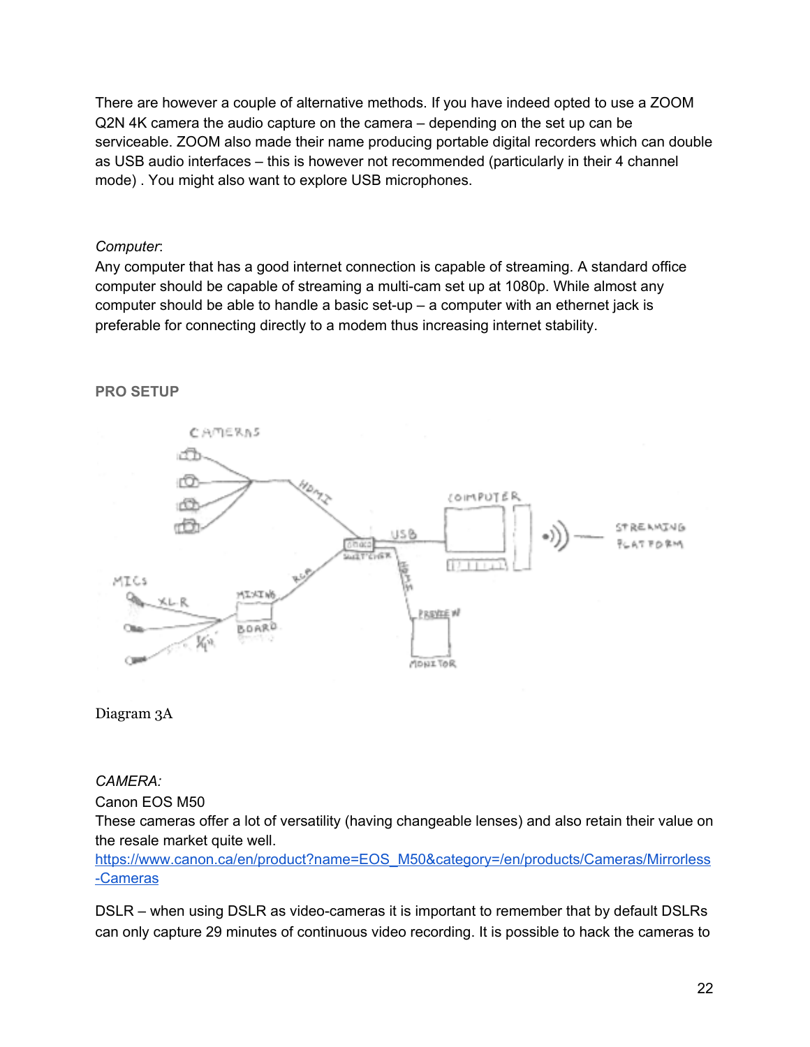There are however a couple of alternative methods. If you have indeed opted to use a ZOOM Q2N 4K camera the audio capture on the camera – depending on the set up can be serviceable. ZOOM also made their name producing portable digital recorders which can double as USB audio interfaces – this is however not recommended (particularly in their 4 channel mode) . You might also want to explore USB microphones.

*Computer*:
Any computer that has a good internet connection is capable of streaming. A standard office computer should be capable of streaming a multi-cam set up at 1080p. While almost any computer should be able to handle a basic set-up – a computer with an ethernet jack is preferable for connecting directly to a modem thus increasing internet stability.

**PRO SETUP**

Diagram 3A

*CAMERA:*
Canon EOS M50
These cameras offer a lot of versatility (having changeable lenses) and also retain their value on the resale market quite well.
https://www.canon.ca/en/product?name=EOS_M50&category=/en/products/Cameras/Mirrorless-Cameras

DSLR – when using DSLR as video-cameras it is important to remember that by default DSLRs can only capture 29 minutes of continuous video recording. It is possible to hack the cameras to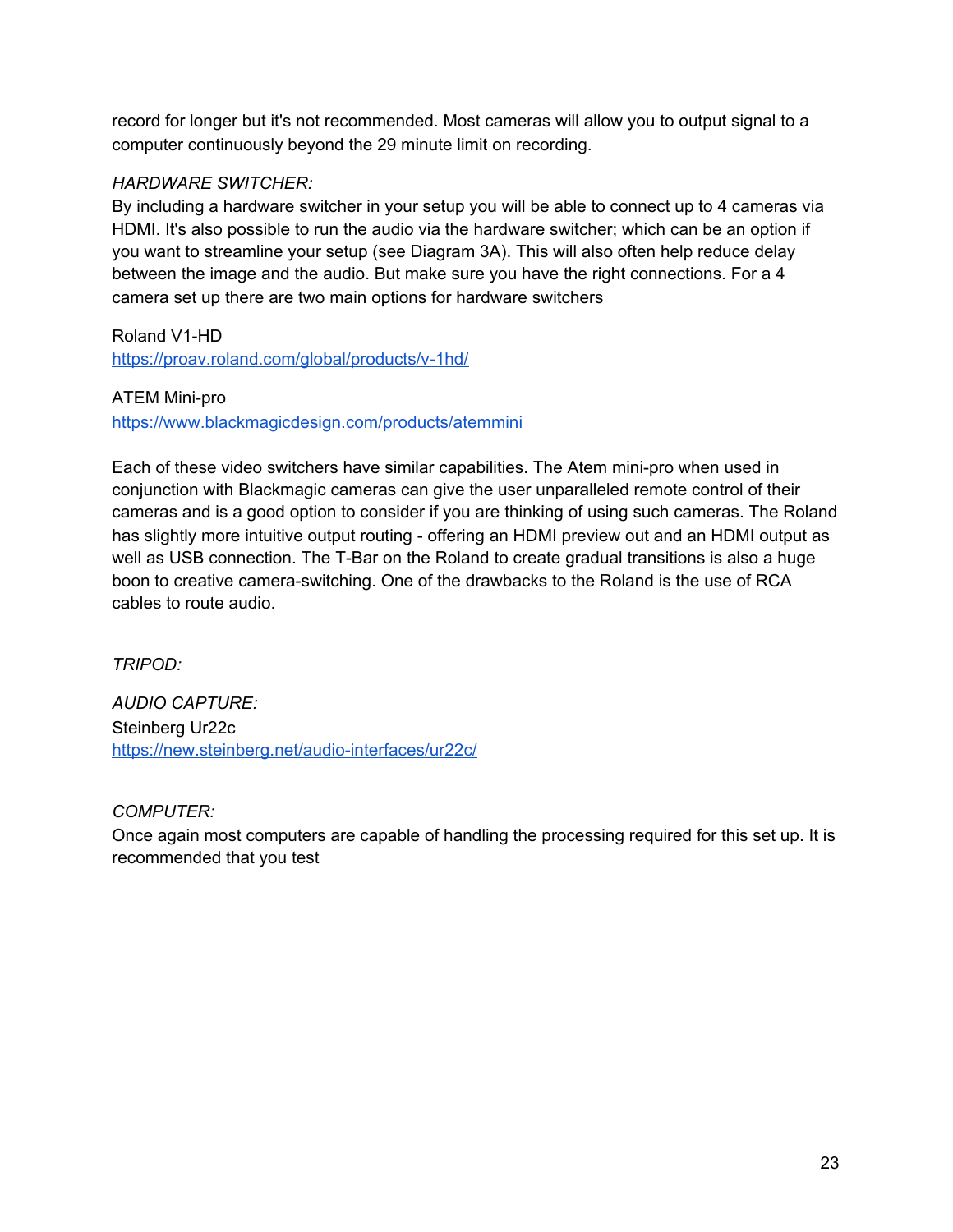record for longer but it's not recommended. Most cameras will allow you to output signal to a computer continuously beyond the 29 minute limit on recording.

*HARDWARE SWITCHER:*

By including a hardware switcher in your setup you will be able to connect up to 4 cameras via HDMI. It's also possible to run the audio via the hardware switcher; which can be an option if you want to streamline your setup (see Diagram 3A). This will also often help reduce delay between the image and the audio. But make sure you have the right connections. For a 4 camera set up there are two main options for hardware switchers

Roland V1-HD
[https://proav.roland.com/global/products/v-1hd/](https://proav.roland.com/global/products/v-1hd/)

ATEM Mini-pro
[https://www.blackmagicdesign.com/products/atemmini](https://www.blackmagicdesign.com/products/atemmini)

Each of these video switchers have similar capabilities. The Atem mini-pro when used in conjunction with Blackmagic cameras can give the user unparalleled remote control of their cameras and is a good option to consider if you are thinking of using such cameras. The Roland has slightly more intuitive output routing - offering an HDMI preview out and an HDMI output as well as USB connection. The T-Bar on the Roland to create gradual transitions is also a huge boon to creative camera-switching. One of the drawbacks to the Roland is the use of RCA cables to route audio.

*TRIPOD:*

*AUDIO CAPTURE:*

Steinberg Ur22c
[https://new.steinberg.net/audio-interfaces/ur22c/](https://new.steinberg.net/audio-interfaces/ur22c/)

*COMPUTER:*

Once again most computers are capable of handling the processing required for this set up. It is recommended that you test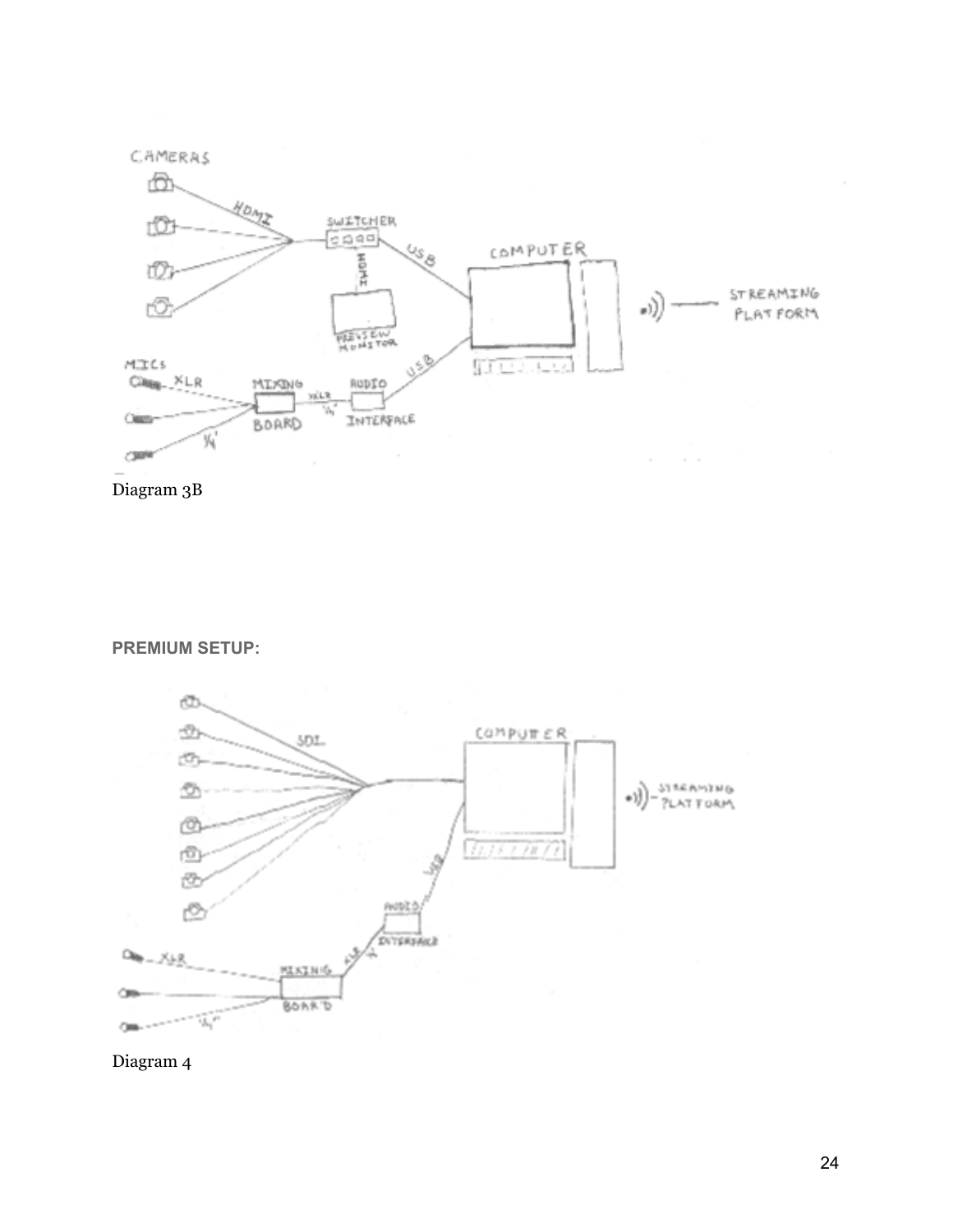Diagram 3B

**PREMIUM SETUP:**

Diagram 4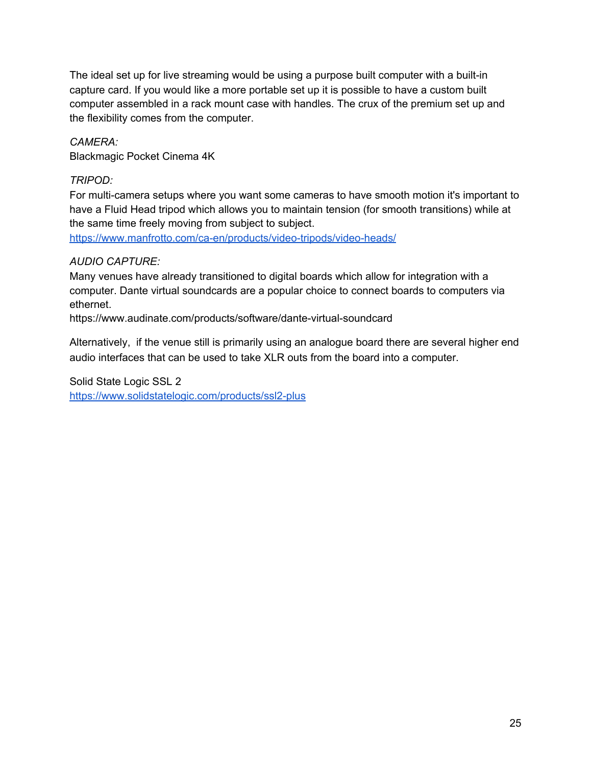The ideal set up for live streaming would be using a purpose built computer with a built-in capture card. If you would like a more portable set up it is possible to have a custom built computer assembled in a rack mount case with handles. The crux of the premium set up and the flexibility comes from the computer.

*CAMERA:*
Blackmagic Pocket Cinema 4K

*TRIPOD:*
For multi-camera setups where you want some cameras to have smooth motion it's important to have a Fluid Head tripod which allows you to maintain tension (for smooth transitions) while at the same time freely moving from subject to subject.
[https://www.manfrotto.com/ca-en/products/video-tripods/video-heads/](https://www.manfrotto.com/ca-en/products/video-tripods/video-heads/)

*AUDIO CAPTURE:*
Many venues have already transitioned to digital boards which allow for integration with a computer. Dante virtual soundcards are a popular choice to connect boards to computers via ethernet.
https://www.audinate.com/products/software/dante-virtual-soundcard

Alternatively,  if the venue still is primarily using an analogue board there are several higher end audio interfaces that can be used to take XLR outs from the board into a computer.

Solid State Logic SSL 2
[https://www.solidstatelogic.com/products/ssl2-plus](https://www.solidstatelogic.com/products/ssl2-plus)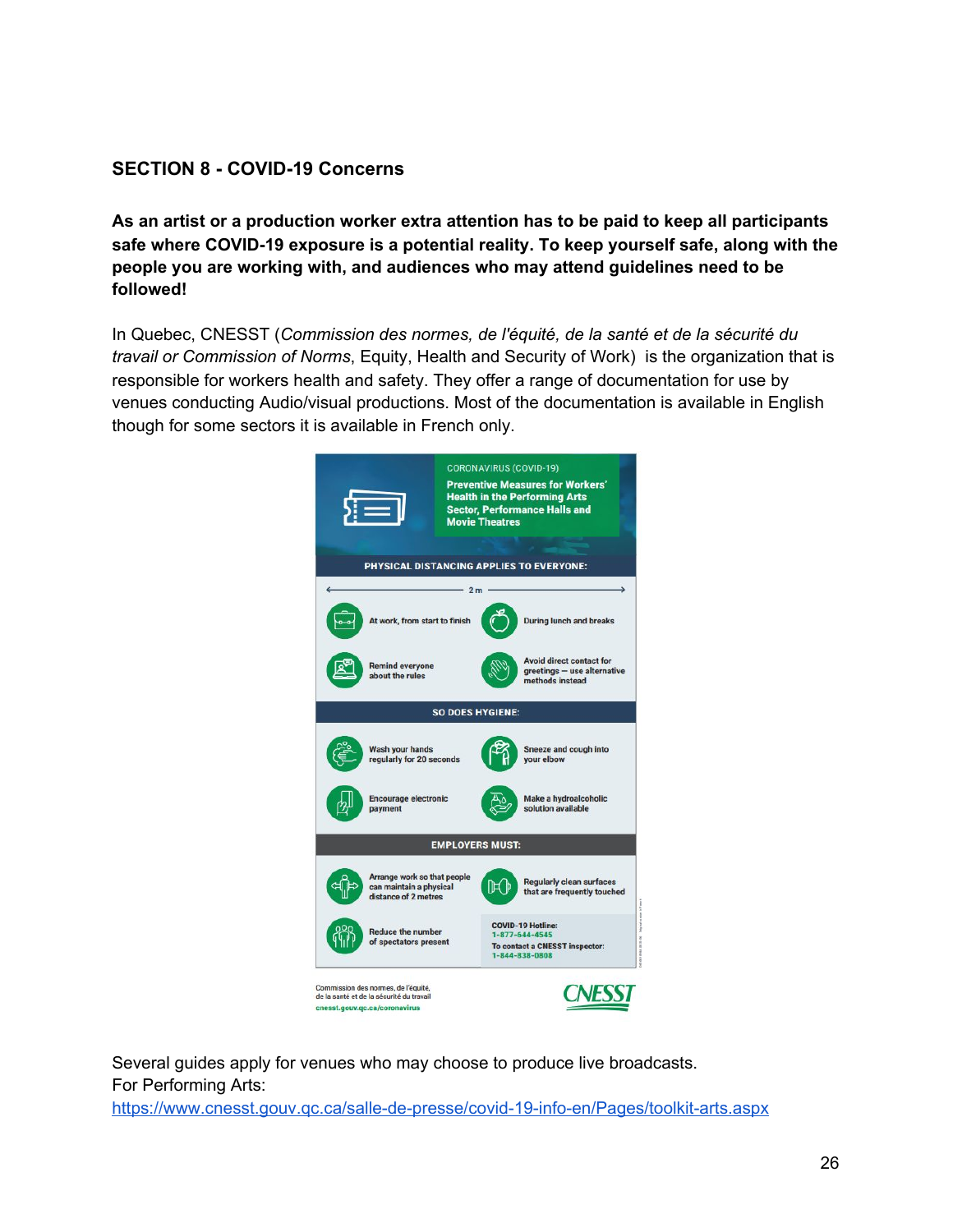## SECTION 8 - COVID-19 Concerns

**As an artist or a production worker extra attention has to be paid to keep all participants safe where COVID-19 exposure is a potential reality. To keep yourself safe, along with the people you are working with, and audiences who may attend guidelines need to be followed!**

In Quebec, CNESST (*Commission des normes, de l'équité, de la santé et de la sécurité du travail or Commission of Norms*, Equity, Health and Security of Work) is the organization that is responsible for workers health and safety. They offer a range of documentation for use by venues conducting Audio/visual productions. Most of the documentation is available in English though for some sectors it is available in French only.

CORONAVIRUS (COVID-19)

**Preventive Measures for Workers' Health in the Performing Arts Sector, Performance Halls and Movie Theatres**

**PHYSICAL DISTANCING APPLIES TO EVERYONE:**

2 m

- At work, from start to finish
- During lunch and breaks
- Remind everyone about the rules
- Avoid direct contact for greetings – use alternative methods instead

**SO DOES HYGIENE:**

- Wash your hands regularly for 20 seconds
- Sneeze and cough into your elbow
- Encourage electronic payment
- Make a hydroalcoholic solution available

**EMPLOYERS MUST:**

- Arrange work so that people can maintain a physical distance of 2 metres
- Regularly clean surfaces that are frequently touched
- Reduce the number of spectators present

COVID-19 Hotline:
1-877-644-4545
To contact a CNESST inspector:
1-844-838-0808

Commission des normes, de l'équité, de la santé et de la sécurité du travail
cnesst.gouv.qc.ca/coronavirus

CNESST

Several guides apply for venues who may choose to produce live broadcasts.
For Performing Arts:
https://www.cnesst.gouv.qc.ca/salle-de-presse/covid-19-info-en/Pages/toolkit-arts.aspx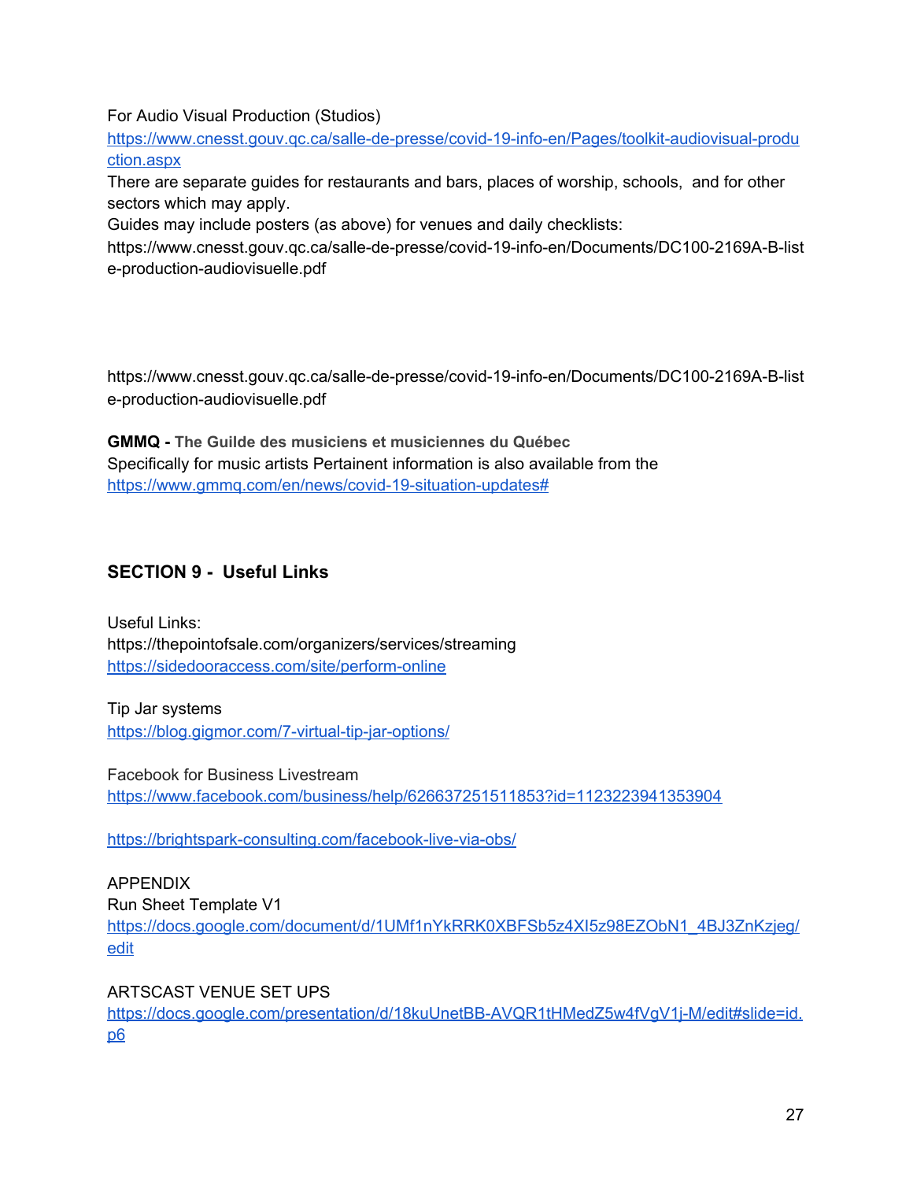For Audio Visual Production (Studios)
[https://www.cnesst.gouv.qc.ca/salle-de-presse/covid-19-info-en/Pages/toolkit-audiovisual-production.aspx](https://www.cnesst.gouv.qc.ca/salle-de-presse/covid-19-info-en/Pages/toolkit-audiovisual-production.aspx)
There are separate guides for restaurants and bars, places of worship, schools, and for other sectors which may apply.
Guides may include posters (as above) for venues and daily checklists:
https://www.cnesst.gouv.qc.ca/salle-de-presse/covid-19-info-en/Documents/DC100-2169A-B-liste-production-audiovisuelle.pdf

https://www.cnesst.gouv.qc.ca/salle-de-presse/covid-19-info-en/Documents/DC100-2169A-B-liste-production-audiovisuelle.pdf

**GMMQ - The Guilde des musiciens et musiciennes du Québec**
Specifically for music artists Pertainent information is also available from the
[https://www.gmmq.com/en/news/covid-19-situation-updates#](https://www.gmmq.com/en/news/covid-19-situation-updates#)

## SECTION 9 - Useful Links

Useful Links:
https://thepointofsale.com/organizers/services/streaming
[https://sidedooraccess.com/site/perform-online](https://sidedooraccess.com/site/perform-online)

Tip Jar systems
[https://blog.gigmor.com/7-virtual-tip-jar-options/](https://blog.gigmor.com/7-virtual-tip-jar-options/)

Facebook for Business Livestream
[https://www.facebook.com/business/help/626637251511853?id=1123223941353904](https://www.facebook.com/business/help/626637251511853?id=1123223941353904)

[https://brightspark-consulting.com/facebook-live-via-obs/](https://brightspark-consulting.com/facebook-live-via-obs/)

APPENDIX
Run Sheet Template V1
[https://docs.google.com/document/d/1UMf1nYkRRK0XBFSb5z4XI5z98EZObN1_4BJ3ZnKzjeg/edit](https://docs.google.com/document/d/1UMf1nYkRRK0XBFSb5z4XI5z98EZObN1_4BJ3ZnKzjeg/edit)

ARTSCAST VENUE SET UPS
[https://docs.google.com/presentation/d/18kuUnetBB-AVQR1tHMedZ5w4fVgV1j-M/edit#slide=id.p6](https://docs.google.com/presentation/d/18kuUnetBB-AVQR1tHMedZ5w4fVgV1j-M/edit#slide=id.p6)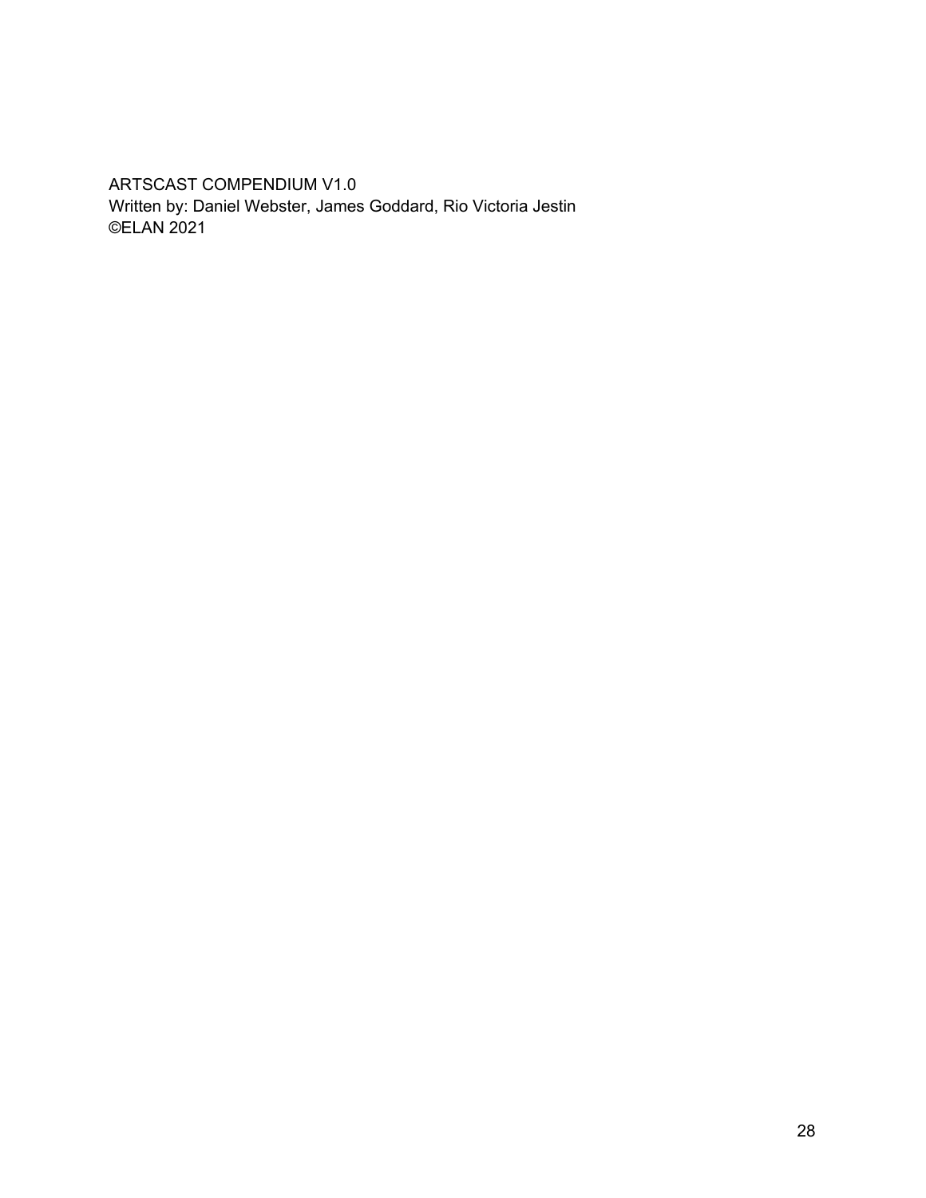ARTSCAST COMPENDIUM V1.0
Written by: Daniel Webster, James Goddard, Rio Victoria Jestin
©ELAN 2021